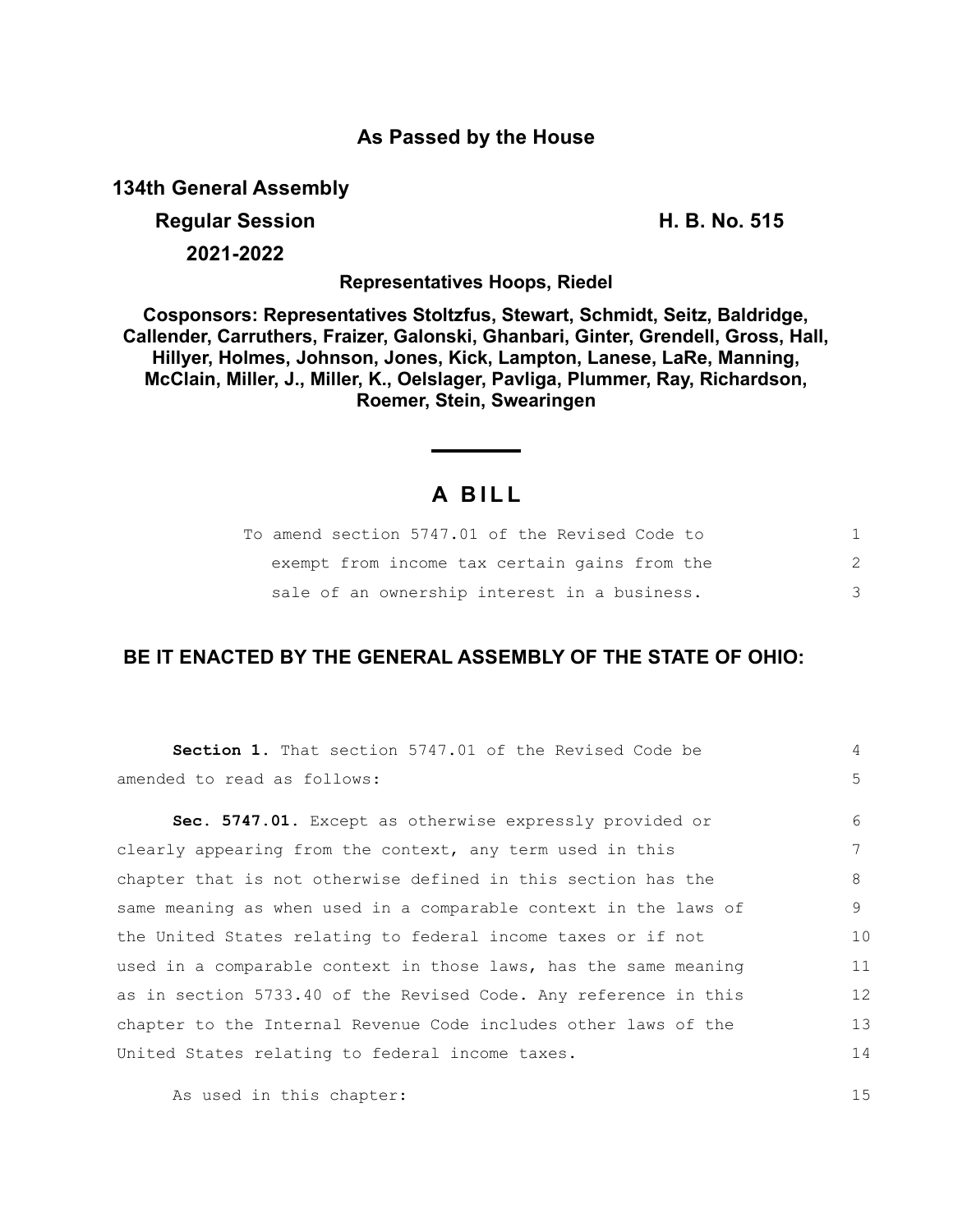**As Passed by the House**

**134th General Assembly**

**Regular Session** **H. B. No. 515**

**2021-2022**

**Representatives Hoops, Riedel**

**Cosponsors: Representatives Stoltzfus, Stewart, Schmidt, Seitz, Baldridge, Callender, Carruthers, Fraizer, Galonski, Ghanbari, Ginter, Grendell, Gross, Hall, Hillyer, Holmes, Johnson, Jones, Kick, Lampton, Lanese, LaRe, Manning, McClain, Miller, J., Miller, K., Oelslager, Pavliga, Plummer, Ray, Richardson, Roemer, Stein, Swearingen**

# A BILL

To amend section 5747.01 of the Revised Code to exempt from income tax certain gains from the sale of an ownership interest in a business.

## BE IT ENACTED BY THE GENERAL ASSEMBLY OF THE STATE OF OHIO:

**Section 1.** That section 5747.01 of the Revised Code be amended to read as follows:

**Sec. 5747.01.** Except as otherwise expressly provided or clearly appearing from the context, any term used in this chapter that is not otherwise defined in this section has the same meaning as when used in a comparable context in the laws of the United States relating to federal income taxes or if not used in a comparable context in those laws, has the same meaning as in section 5733.40 of the Revised Code. Any reference in this chapter to the Internal Revenue Code includes other laws of the United States relating to federal income taxes.

As used in this chapter: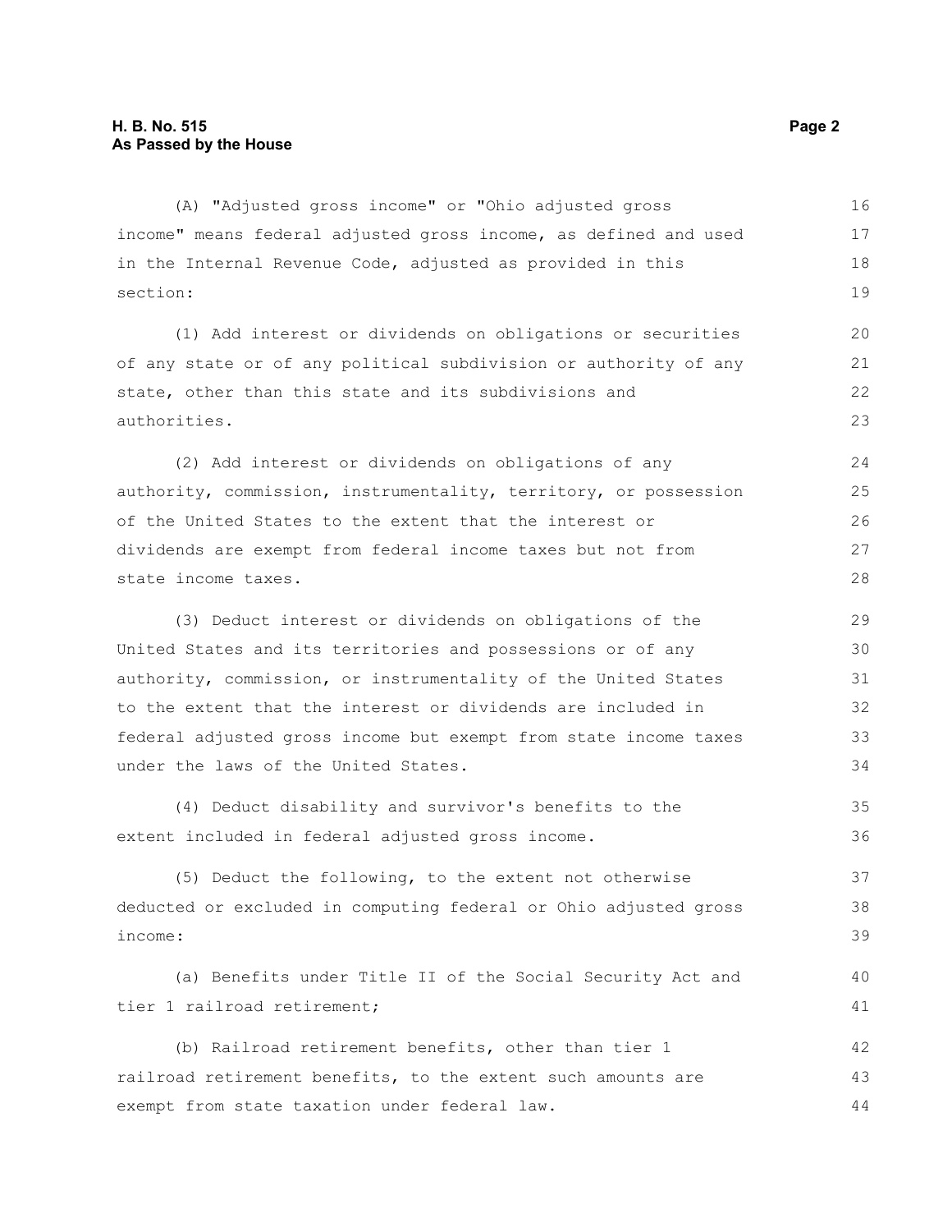(A) "Adjusted gross income" or "Ohio adjusted gross income" means federal adjusted gross income, as defined and used in the Internal Revenue Code, adjusted as provided in this section:

(1) Add interest or dividends on obligations or securities of any state or of any political subdivision or authority of any state, other than this state and its subdivisions and authorities.

(2) Add interest or dividends on obligations of any authority, commission, instrumentality, territory, or possession of the United States to the extent that the interest or dividends are exempt from federal income taxes but not from state income taxes.

(3) Deduct interest or dividends on obligations of the United States and its territories and possessions or of any authority, commission, or instrumentality of the United States to the extent that the interest or dividends are included in federal adjusted gross income but exempt from state income taxes under the laws of the United States.

(4) Deduct disability and survivor's benefits to the extent included in federal adjusted gross income.

(5) Deduct the following, to the extent not otherwise deducted or excluded in computing federal or Ohio adjusted gross income:

(a) Benefits under Title II of the Social Security Act and tier 1 railroad retirement;

(b) Railroad retirement benefits, other than tier 1 railroad retirement benefits, to the extent such amounts are exempt from state taxation under federal law.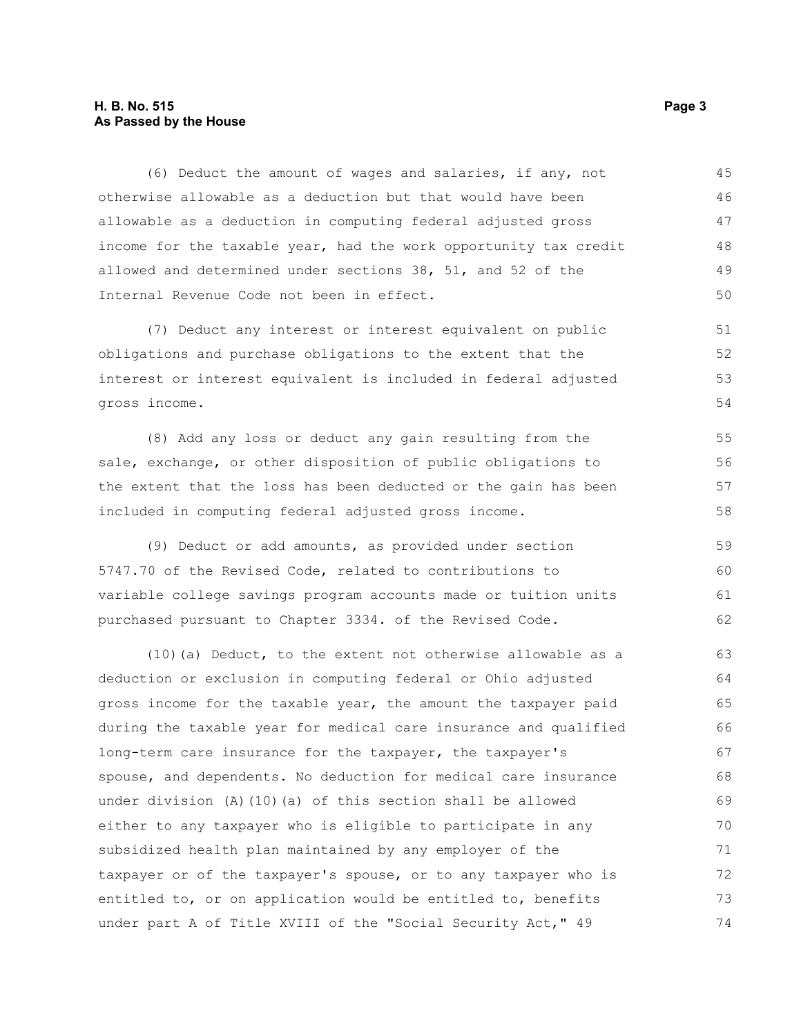(6) Deduct the amount of wages and salaries, if any, not otherwise allowable as a deduction but that would have been allowable as a deduction in computing federal adjusted gross income for the taxable year, had the work opportunity tax credit allowed and determined under sections 38, 51, and 52 of the Internal Revenue Code not been in effect.

(7) Deduct any interest or interest equivalent on public obligations and purchase obligations to the extent that the interest or interest equivalent is included in federal adjusted gross income.

(8) Add any loss or deduct any gain resulting from the sale, exchange, or other disposition of public obligations to the extent that the loss has been deducted or the gain has been included in computing federal adjusted gross income.

(9) Deduct or add amounts, as provided under section 5747.70 of the Revised Code, related to contributions to variable college savings program accounts made or tuition units purchased pursuant to Chapter 3334. of the Revised Code.

(10)(a) Deduct, to the extent not otherwise allowable as a deduction or exclusion in computing federal or Ohio adjusted gross income for the taxable year, the amount the taxpayer paid during the taxable year for medical care insurance and qualified long-term care insurance for the taxpayer, the taxpayer's spouse, and dependents. No deduction for medical care insurance under division (A)(10)(a) of this section shall be allowed either to any taxpayer who is eligible to participate in any subsidized health plan maintained by any employer of the taxpayer or of the taxpayer's spouse, or to any taxpayer who is entitled to, or on application would be entitled to, benefits under part A of Title XVIII of the "Social Security Act," 49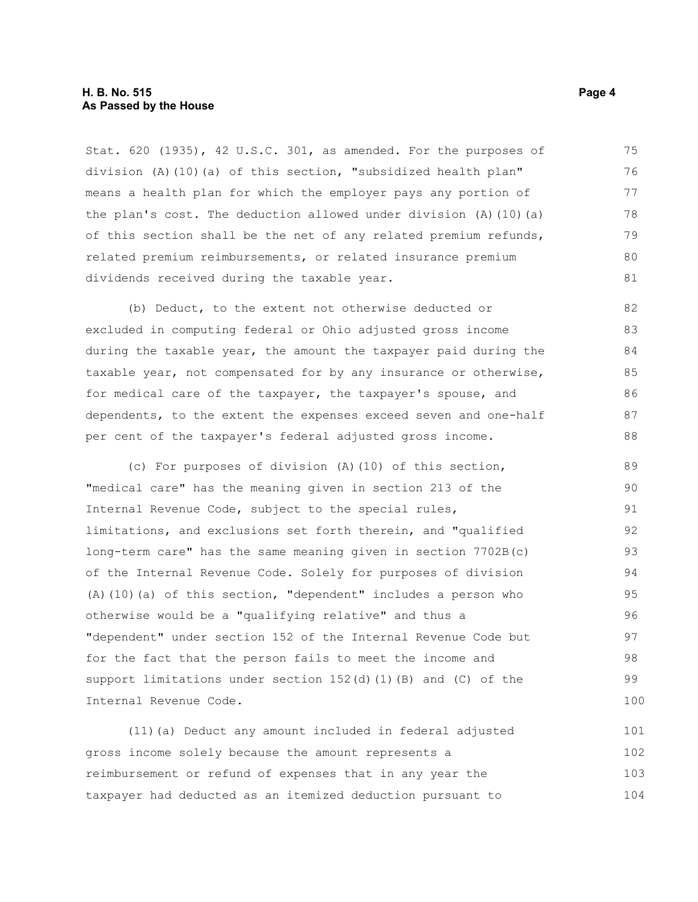Stat. 620 (1935), 42 U.S.C. 301, as amended. For the purposes of division (A)(10)(a) of this section, "subsidized health plan" means a health plan for which the employer pays any portion of the plan's cost. The deduction allowed under division (A)(10)(a) of this section shall be the net of any related premium refunds, related premium reimbursements, or related insurance premium dividends received during the taxable year.

(b) Deduct, to the extent not otherwise deducted or excluded in computing federal or Ohio adjusted gross income during the taxable year, the amount the taxpayer paid during the taxable year, not compensated for by any insurance or otherwise, for medical care of the taxpayer, the taxpayer's spouse, and dependents, to the extent the expenses exceed seven and one-half per cent of the taxpayer's federal adjusted gross income.

(c) For purposes of division (A)(10) of this section, "medical care" has the meaning given in section 213 of the Internal Revenue Code, subject to the special rules, limitations, and exclusions set forth therein, and "qualified long-term care" has the same meaning given in section 7702B(c) of the Internal Revenue Code. Solely for purposes of division (A)(10)(a) of this section, "dependent" includes a person who otherwise would be a "qualifying relative" and thus a "dependent" under section 152 of the Internal Revenue Code but for the fact that the person fails to meet the income and support limitations under section 152(d)(1)(B) and (C) of the Internal Revenue Code.

(11)(a) Deduct any amount included in federal adjusted gross income solely because the amount represents a reimbursement or refund of expenses that in any year the taxpayer had deducted as an itemized deduction pursuant to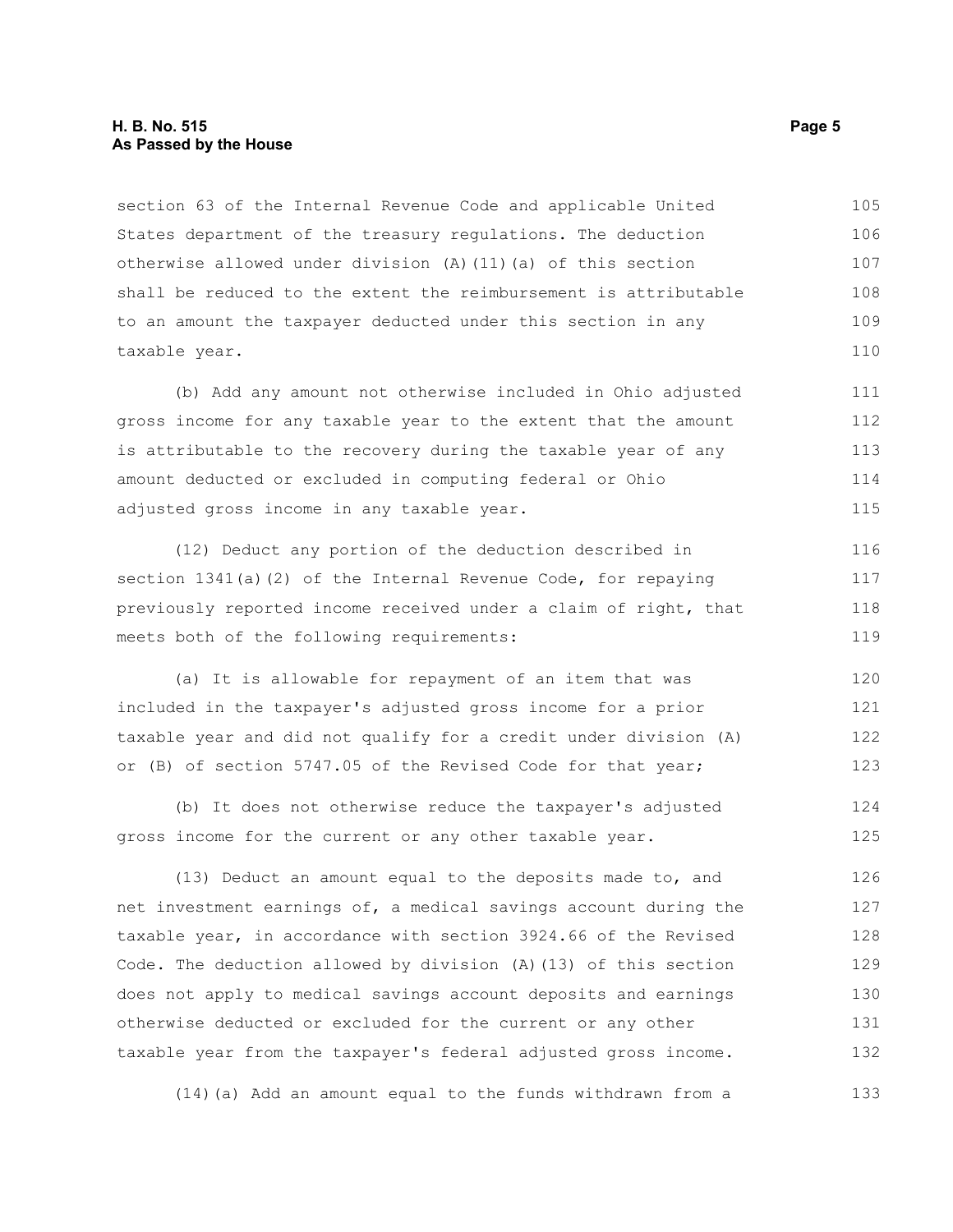section 63 of the Internal Revenue Code and applicable United States department of the treasury regulations. The deduction otherwise allowed under division (A)(11)(a) of this section shall be reduced to the extent the reimbursement is attributable to an amount the taxpayer deducted under this section in any taxable year.

(b) Add any amount not otherwise included in Ohio adjusted gross income for any taxable year to the extent that the amount is attributable to the recovery during the taxable year of any amount deducted or excluded in computing federal or Ohio adjusted gross income in any taxable year.

(12) Deduct any portion of the deduction described in section 1341(a)(2) of the Internal Revenue Code, for repaying previously reported income received under a claim of right, that meets both of the following requirements:

(a) It is allowable for repayment of an item that was included in the taxpayer's adjusted gross income for a prior taxable year and did not qualify for a credit under division (A) or (B) of section 5747.05 of the Revised Code for that year;

(b) It does not otherwise reduce the taxpayer's adjusted gross income for the current or any other taxable year.

(13) Deduct an amount equal to the deposits made to, and net investment earnings of, a medical savings account during the taxable year, in accordance with section 3924.66 of the Revised Code. The deduction allowed by division (A)(13) of this section does not apply to medical savings account deposits and earnings otherwise deducted or excluded for the current or any other taxable year from the taxpayer's federal adjusted gross income.

(14)(a) Add an amount equal to the funds withdrawn from a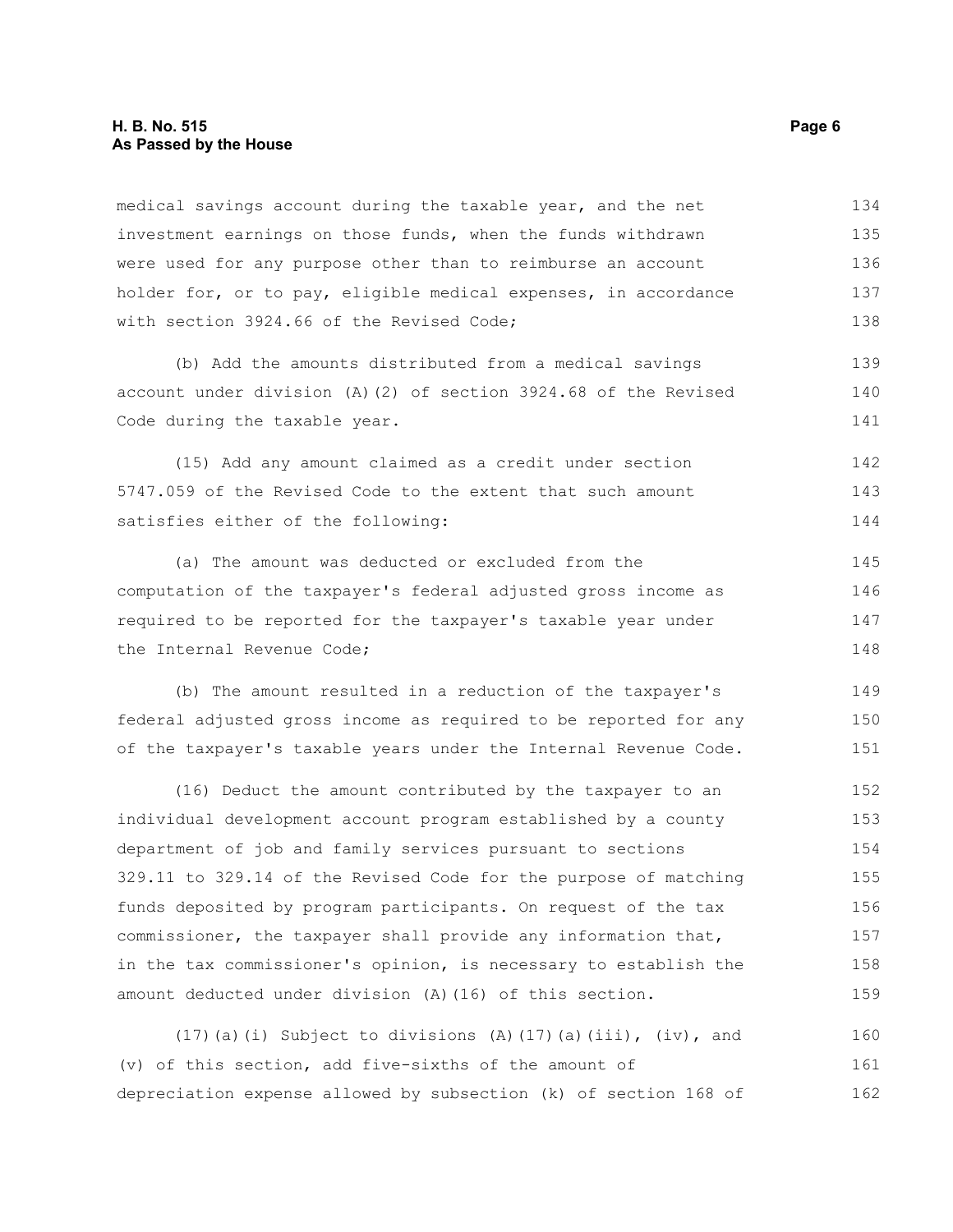medical savings account during the taxable year, and the net investment earnings on those funds, when the funds withdrawn were used for any purpose other than to reimburse an account holder for, or to pay, eligible medical expenses, in accordance with section 3924.66 of the Revised Code;

(b) Add the amounts distributed from a medical savings account under division (A)(2) of section 3924.68 of the Revised Code during the taxable year.

(15) Add any amount claimed as a credit under section 5747.059 of the Revised Code to the extent that such amount satisfies either of the following:

(a) The amount was deducted or excluded from the computation of the taxpayer's federal adjusted gross income as required to be reported for the taxpayer's taxable year under the Internal Revenue Code;

(b) The amount resulted in a reduction of the taxpayer's federal adjusted gross income as required to be reported for any of the taxpayer's taxable years under the Internal Revenue Code.

(16) Deduct the amount contributed by the taxpayer to an individual development account program established by a county department of job and family services pursuant to sections 329.11 to 329.14 of the Revised Code for the purpose of matching funds deposited by program participants. On request of the tax commissioner, the taxpayer shall provide any information that, in the tax commissioner's opinion, is necessary to establish the amount deducted under division (A)(16) of this section.

(17)(a)(i) Subject to divisions (A)(17)(a)(iii), (iv), and (v) of this section, add five-sixths of the amount of depreciation expense allowed by subsection (k) of section 168 of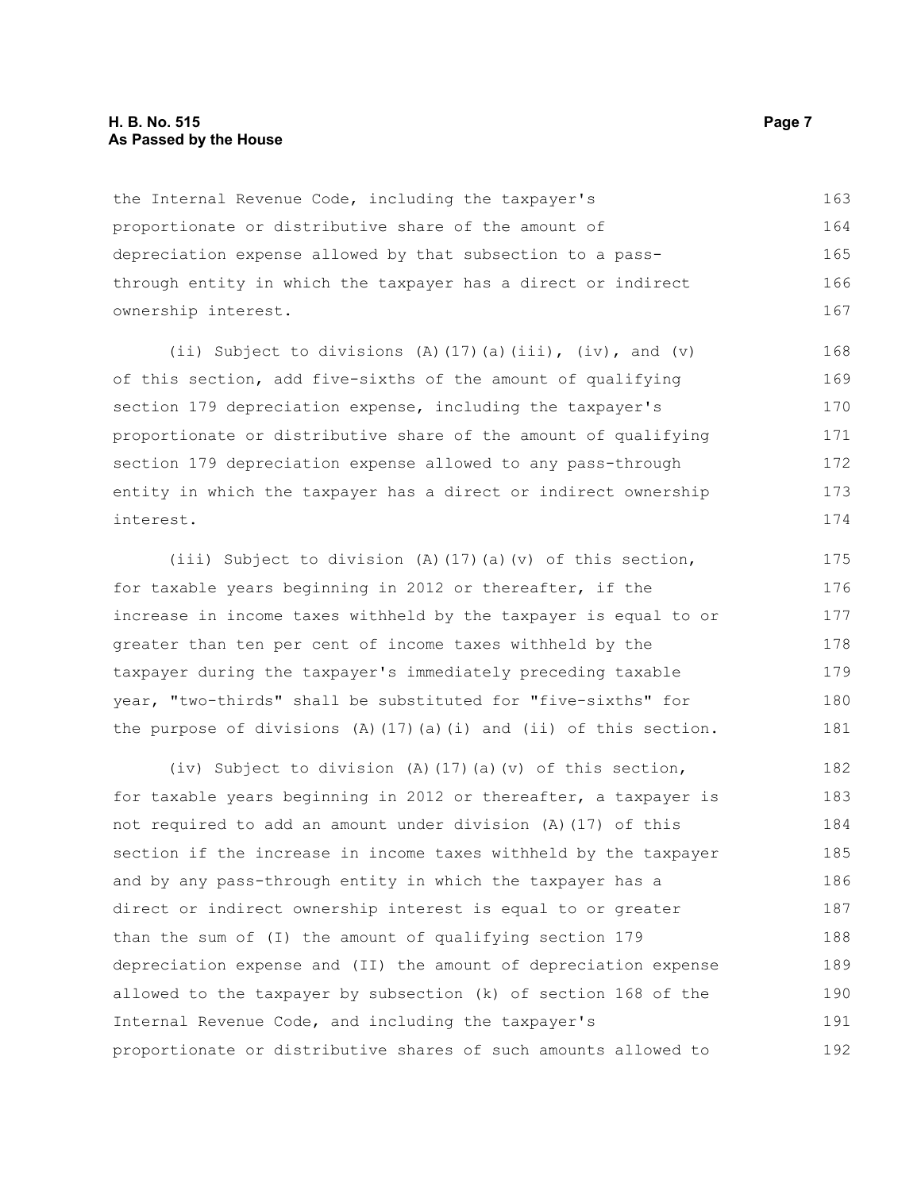the Internal Revenue Code, including the taxpayer's proportionate or distributive share of the amount of depreciation expense allowed by that subsection to a pass-through entity in which the taxpayer has a direct or indirect ownership interest.

(ii) Subject to divisions (A)(17)(a)(iii), (iv), and (v) of this section, add five-sixths of the amount of qualifying section 179 depreciation expense, including the taxpayer's proportionate or distributive share of the amount of qualifying section 179 depreciation expense allowed to any pass-through entity in which the taxpayer has a direct or indirect ownership interest.

(iii) Subject to division (A)(17)(a)(v) of this section, for taxable years beginning in 2012 or thereafter, if the increase in income taxes withheld by the taxpayer is equal to or greater than ten per cent of income taxes withheld by the taxpayer during the taxpayer's immediately preceding taxable year, "two-thirds" shall be substituted for "five-sixths" for the purpose of divisions (A)(17)(a)(i) and (ii) of this section.

(iv) Subject to division (A)(17)(a)(v) of this section, for taxable years beginning in 2012 or thereafter, a taxpayer is not required to add an amount under division (A)(17) of this section if the increase in income taxes withheld by the taxpayer and by any pass-through entity in which the taxpayer has a direct or indirect ownership interest is equal to or greater than the sum of (I) the amount of qualifying section 179 depreciation expense and (II) the amount of depreciation expense allowed to the taxpayer by subsection (k) of section 168 of the Internal Revenue Code, and including the taxpayer's proportionate or distributive shares of such amounts allowed to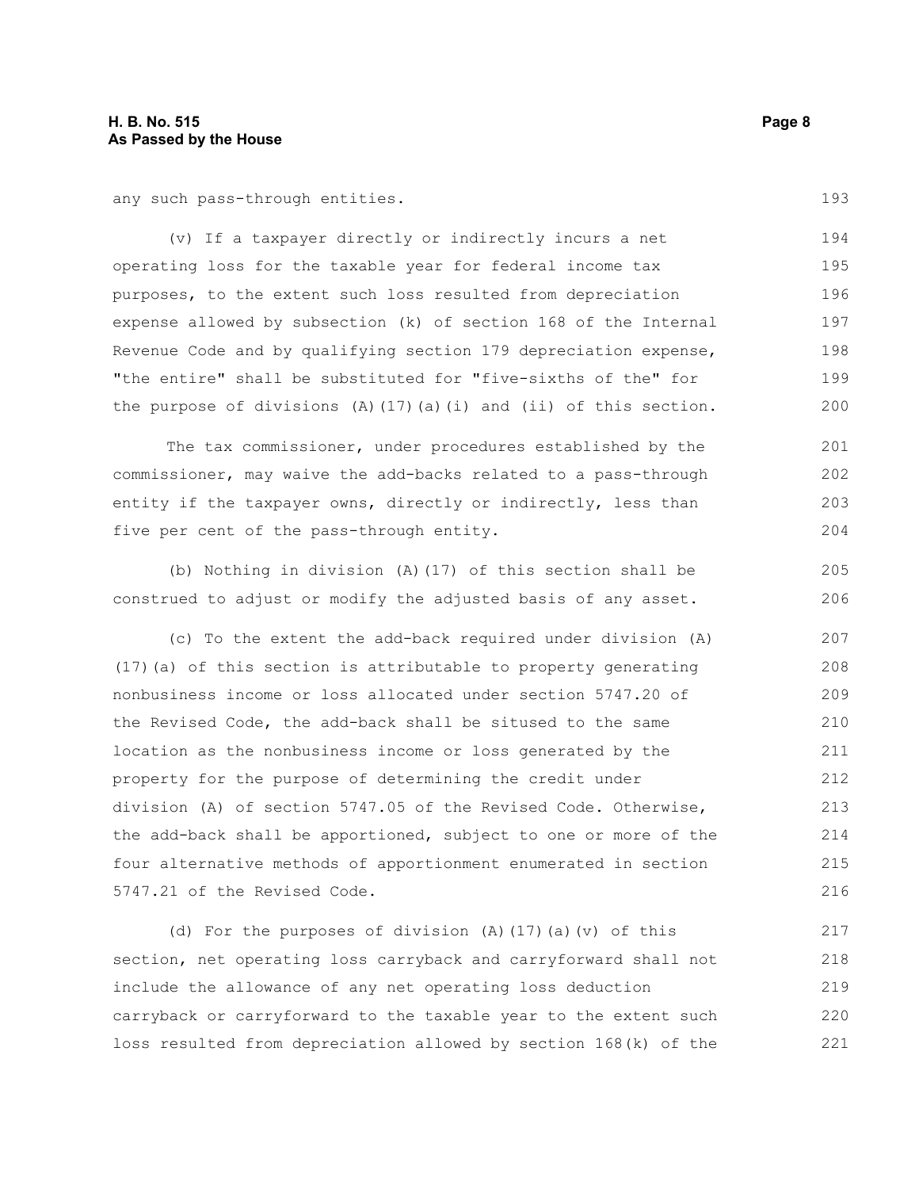any such pass-through entities.

(v) If a taxpayer directly or indirectly incurs a net operating loss for the taxable year for federal income tax purposes, to the extent such loss resulted from depreciation expense allowed by subsection (k) of section 168 of the Internal Revenue Code and by qualifying section 179 depreciation expense, "the entire" shall be substituted for "five-sixths of the" for the purpose of divisions (A)(17)(a)(i) and (ii) of this section.

The tax commissioner, under procedures established by the commissioner, may waive the add-backs related to a pass-through entity if the taxpayer owns, directly or indirectly, less than five per cent of the pass-through entity.

(b) Nothing in division (A)(17) of this section shall be construed to adjust or modify the adjusted basis of any asset.

(c) To the extent the add-back required under division (A)(17)(a) of this section is attributable to property generating nonbusiness income or loss allocated under section 5747.20 of the Revised Code, the add-back shall be sitused to the same location as the nonbusiness income or loss generated by the property for the purpose of determining the credit under division (A) of section 5747.05 of the Revised Code. Otherwise, the add-back shall be apportioned, subject to one or more of the four alternative methods of apportionment enumerated in section 5747.21 of the Revised Code.

(d) For the purposes of division (A)(17)(a)(v) of this section, net operating loss carryback and carryforward shall not include the allowance of any net operating loss deduction carryback or carryforward to the taxable year to the extent such loss resulted from depreciation allowed by section 168(k) of the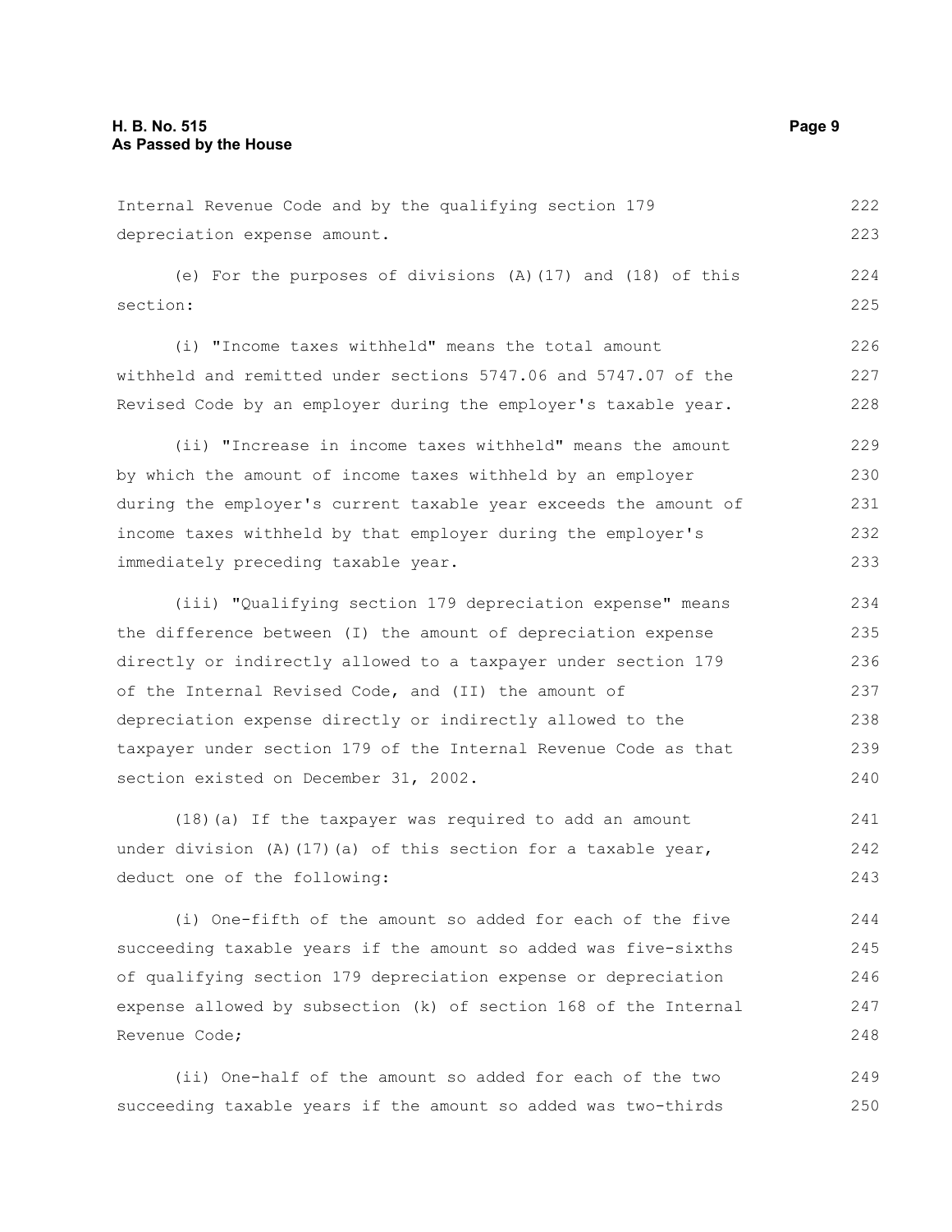Internal Revenue Code and by the qualifying section 179 depreciation expense amount.

(e) For the purposes of divisions (A)(17) and (18) of this section:

(i) "Income taxes withheld" means the total amount withheld and remitted under sections 5747.06 and 5747.07 of the Revised Code by an employer during the employer's taxable year.

(ii) "Increase in income taxes withheld" means the amount by which the amount of income taxes withheld by an employer during the employer's current taxable year exceeds the amount of income taxes withheld by that employer during the employer's immediately preceding taxable year.

(iii) "Qualifying section 179 depreciation expense" means the difference between (I) the amount of depreciation expense directly or indirectly allowed to a taxpayer under section 179 of the Internal Revised Code, and (II) the amount of depreciation expense directly or indirectly allowed to the taxpayer under section 179 of the Internal Revenue Code as that section existed on December 31, 2002.

(18)(a) If the taxpayer was required to add an amount under division (A)(17)(a) of this section for a taxable year, deduct one of the following:

(i) One-fifth of the amount so added for each of the five succeeding taxable years if the amount so added was five-sixths of qualifying section 179 depreciation expense or depreciation expense allowed by subsection (k) of section 168 of the Internal Revenue Code;

(ii) One-half of the amount so added for each of the two succeeding taxable years if the amount so added was two-thirds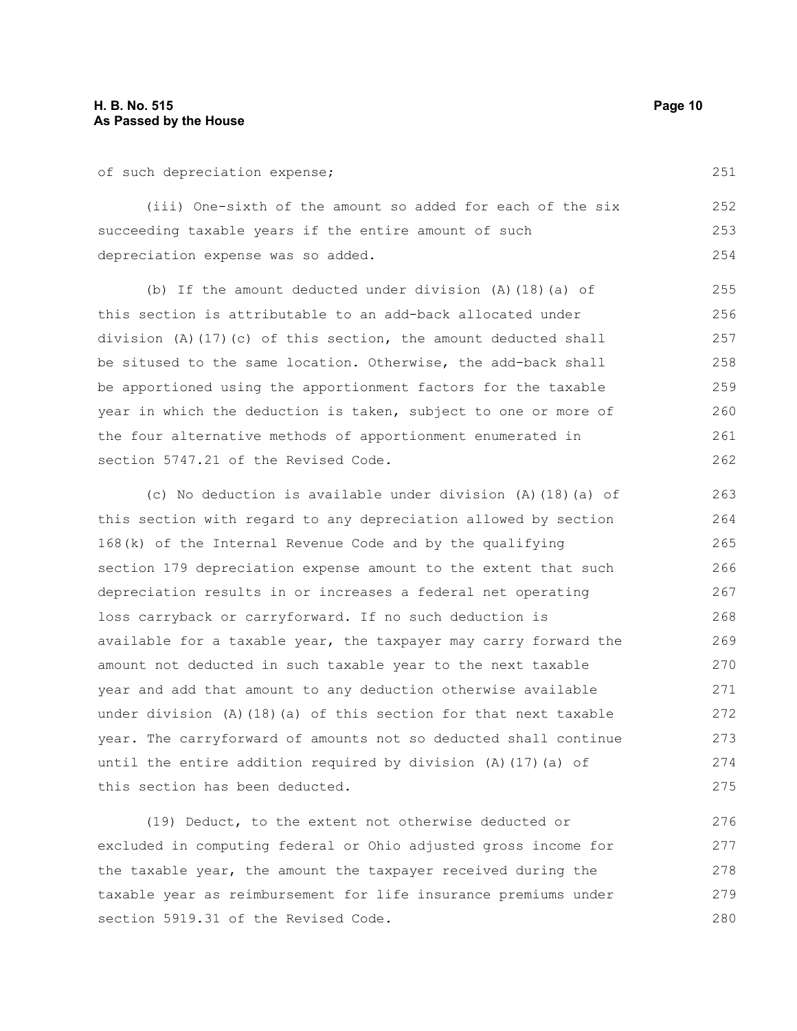of such depreciation expense;

(iii) One-sixth of the amount so added for each of the six succeeding taxable years if the entire amount of such depreciation expense was so added.

(b) If the amount deducted under division (A)(18)(a) of this section is attributable to an add-back allocated under division (A)(17)(c) of this section, the amount deducted shall be sitused to the same location. Otherwise, the add-back shall be apportioned using the apportionment factors for the taxable year in which the deduction is taken, subject to one or more of the four alternative methods of apportionment enumerated in section 5747.21 of the Revised Code.

(c) No deduction is available under division (A)(18)(a) of this section with regard to any depreciation allowed by section 168(k) of the Internal Revenue Code and by the qualifying section 179 depreciation expense amount to the extent that such depreciation results in or increases a federal net operating loss carryback or carryforward. If no such deduction is available for a taxable year, the taxpayer may carry forward the amount not deducted in such taxable year to the next taxable year and add that amount to any deduction otherwise available under division (A)(18)(a) of this section for that next taxable year. The carryforward of amounts not so deducted shall continue until the entire addition required by division (A)(17)(a) of this section has been deducted.

(19) Deduct, to the extent not otherwise deducted or excluded in computing federal or Ohio adjusted gross income for the taxable year, the amount the taxpayer received during the taxable year as reimbursement for life insurance premiums under section 5919.31 of the Revised Code.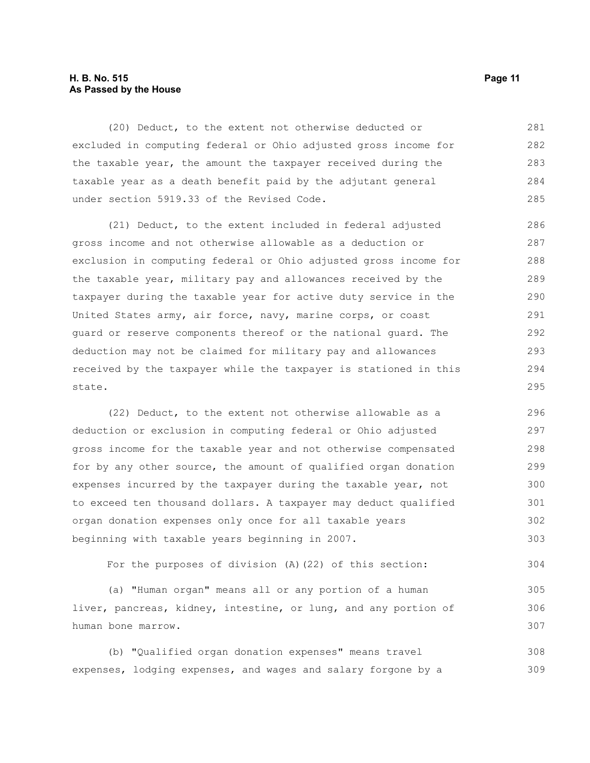(20) Deduct, to the extent not otherwise deducted or excluded in computing federal or Ohio adjusted gross income for the taxable year, the amount the taxpayer received during the taxable year as a death benefit paid by the adjutant general under section 5919.33 of the Revised Code.

(21) Deduct, to the extent included in federal adjusted gross income and not otherwise allowable as a deduction or exclusion in computing federal or Ohio adjusted gross income for the taxable year, military pay and allowances received by the taxpayer during the taxable year for active duty service in the United States army, air force, navy, marine corps, or coast guard or reserve components thereof or the national guard. The deduction may not be claimed for military pay and allowances received by the taxpayer while the taxpayer is stationed in this state.

(22) Deduct, to the extent not otherwise allowable as a deduction or exclusion in computing federal or Ohio adjusted gross income for the taxable year and not otherwise compensated for by any other source, the amount of qualified organ donation expenses incurred by the taxpayer during the taxable year, not to exceed ten thousand dollars. A taxpayer may deduct qualified organ donation expenses only once for all taxable years beginning with taxable years beginning in 2007.

For the purposes of division (A)(22) of this section:

(a) "Human organ" means all or any portion of a human liver, pancreas, kidney, intestine, or lung, and any portion of human bone marrow.

(b) "Qualified organ donation expenses" means travel expenses, lodging expenses, and wages and salary forgone by a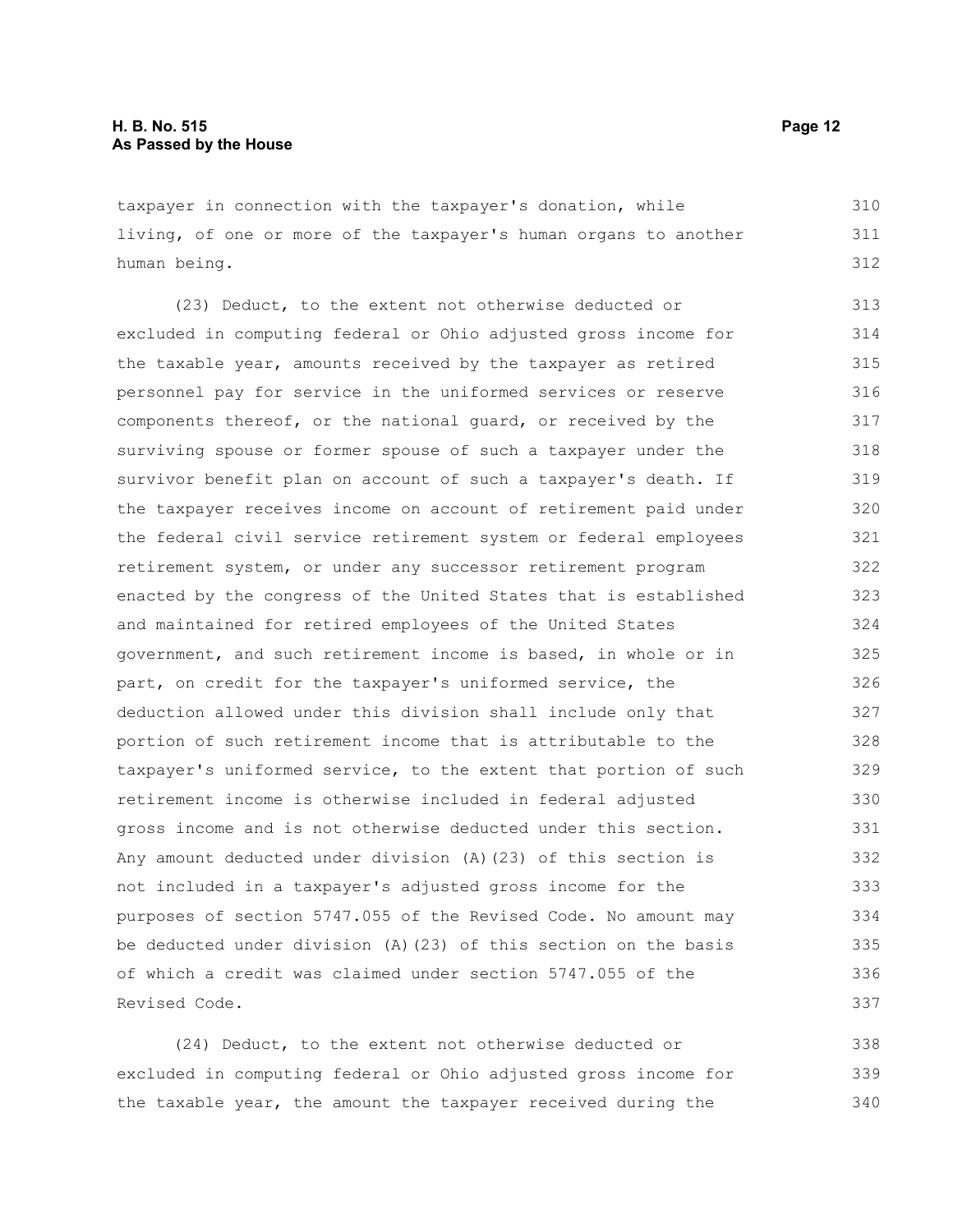taxpayer in connection with the taxpayer's donation, while living, of one or more of the taxpayer's human organs to another human being.

(23) Deduct, to the extent not otherwise deducted or excluded in computing federal or Ohio adjusted gross income for the taxable year, amounts received by the taxpayer as retired personnel pay for service in the uniformed services or reserve components thereof, or the national guard, or received by the surviving spouse or former spouse of such a taxpayer under the survivor benefit plan on account of such a taxpayer's death. If the taxpayer receives income on account of retirement paid under the federal civil service retirement system or federal employees retirement system, or under any successor retirement program enacted by the congress of the United States that is established and maintained for retired employees of the United States government, and such retirement income is based, in whole or in part, on credit for the taxpayer's uniformed service, the deduction allowed under this division shall include only that portion of such retirement income that is attributable to the taxpayer's uniformed service, to the extent that portion of such retirement income is otherwise included in federal adjusted gross income and is not otherwise deducted under this section. Any amount deducted under division (A)(23) of this section is not included in a taxpayer's adjusted gross income for the purposes of section 5747.055 of the Revised Code. No amount may be deducted under division (A)(23) of this section on the basis of which a credit was claimed under section 5747.055 of the Revised Code.

(24) Deduct, to the extent not otherwise deducted or excluded in computing federal or Ohio adjusted gross income for the taxable year, the amount the taxpayer received during the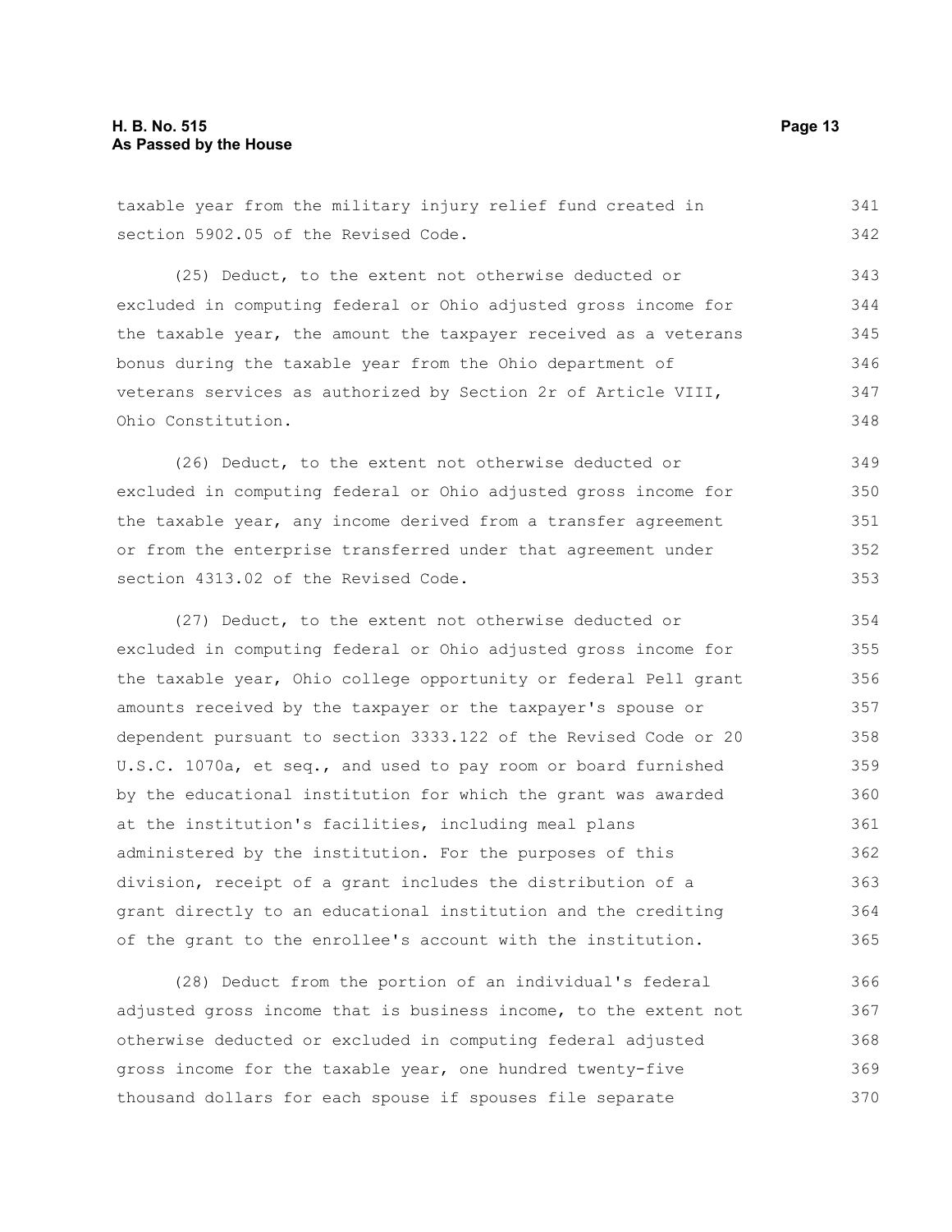taxable year from the military injury relief fund created in section 5902.05 of the Revised Code.

(25) Deduct, to the extent not otherwise deducted or excluded in computing federal or Ohio adjusted gross income for the taxable year, the amount the taxpayer received as a veterans bonus during the taxable year from the Ohio department of veterans services as authorized by Section 2r of Article VIII, Ohio Constitution.

(26) Deduct, to the extent not otherwise deducted or excluded in computing federal or Ohio adjusted gross income for the taxable year, any income derived from a transfer agreement or from the enterprise transferred under that agreement under section 4313.02 of the Revised Code.

(27) Deduct, to the extent not otherwise deducted or excluded in computing federal or Ohio adjusted gross income for the taxable year, Ohio college opportunity or federal Pell grant amounts received by the taxpayer or the taxpayer's spouse or dependent pursuant to section 3333.122 of the Revised Code or 20 U.S.C. 1070a, et seq., and used to pay room or board furnished by the educational institution for which the grant was awarded at the institution's facilities, including meal plans administered by the institution. For the purposes of this division, receipt of a grant includes the distribution of a grant directly to an educational institution and the crediting of the grant to the enrollee's account with the institution.

(28) Deduct from the portion of an individual's federal adjusted gross income that is business income, to the extent not otherwise deducted or excluded in computing federal adjusted gross income for the taxable year, one hundred twenty-five thousand dollars for each spouse if spouses file separate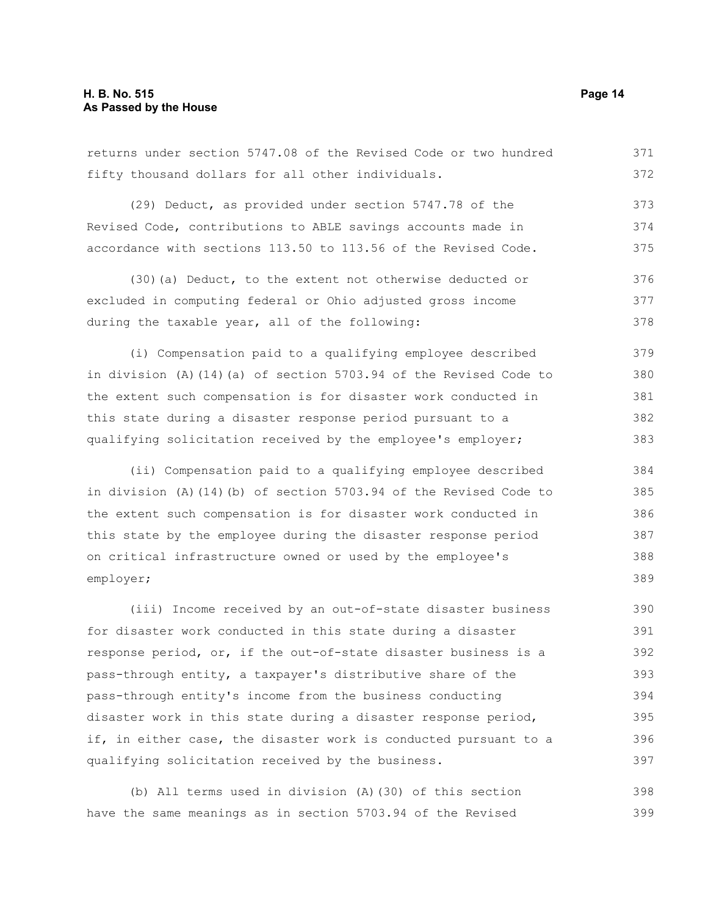returns under section 5747.08 of the Revised Code or two hundred fifty thousand dollars for all other individuals.

(29) Deduct, as provided under section 5747.78 of the Revised Code, contributions to ABLE savings accounts made in accordance with sections 113.50 to 113.56 of the Revised Code.

(30)(a) Deduct, to the extent not otherwise deducted or excluded in computing federal or Ohio adjusted gross income during the taxable year, all of the following:

(i) Compensation paid to a qualifying employee described in division (A)(14)(a) of section 5703.94 of the Revised Code to the extent such compensation is for disaster work conducted in this state during a disaster response period pursuant to a qualifying solicitation received by the employee's employer;

(ii) Compensation paid to a qualifying employee described in division (A)(14)(b) of section 5703.94 of the Revised Code to the extent such compensation is for disaster work conducted in this state by the employee during the disaster response period on critical infrastructure owned or used by the employee's employer;

(iii) Income received by an out-of-state disaster business for disaster work conducted in this state during a disaster response period, or, if the out-of-state disaster business is a pass-through entity, a taxpayer's distributive share of the pass-through entity's income from the business conducting disaster work in this state during a disaster response period, if, in either case, the disaster work is conducted pursuant to a qualifying solicitation received by the business.

(b) All terms used in division (A)(30) of this section have the same meanings as in section 5703.94 of the Revised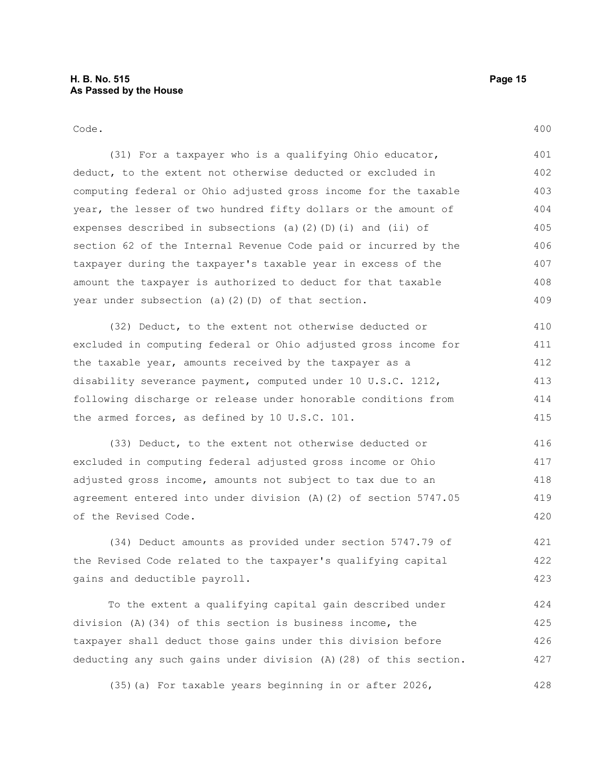Code.

(31) For a taxpayer who is a qualifying Ohio educator, deduct, to the extent not otherwise deducted or excluded in computing federal or Ohio adjusted gross income for the taxable year, the lesser of two hundred fifty dollars or the amount of expenses described in subsections (a)(2)(D)(i) and (ii) of section 62 of the Internal Revenue Code paid or incurred by the taxpayer during the taxpayer's taxable year in excess of the amount the taxpayer is authorized to deduct for that taxable year under subsection (a)(2)(D) of that section.

(32) Deduct, to the extent not otherwise deducted or excluded in computing federal or Ohio adjusted gross income for the taxable year, amounts received by the taxpayer as a disability severance payment, computed under 10 U.S.C. 1212, following discharge or release under honorable conditions from the armed forces, as defined by 10 U.S.C. 101.

(33) Deduct, to the extent not otherwise deducted or excluded in computing federal adjusted gross income or Ohio adjusted gross income, amounts not subject to tax due to an agreement entered into under division (A)(2) of section 5747.05 of the Revised Code.

(34) Deduct amounts as provided under section 5747.79 of the Revised Code related to the taxpayer's qualifying capital gains and deductible payroll.

To the extent a qualifying capital gain described under division (A)(34) of this section is business income, the taxpayer shall deduct those gains under this division before deducting any such gains under division (A)(28) of this section.

(35)(a) For taxable years beginning in or after 2026,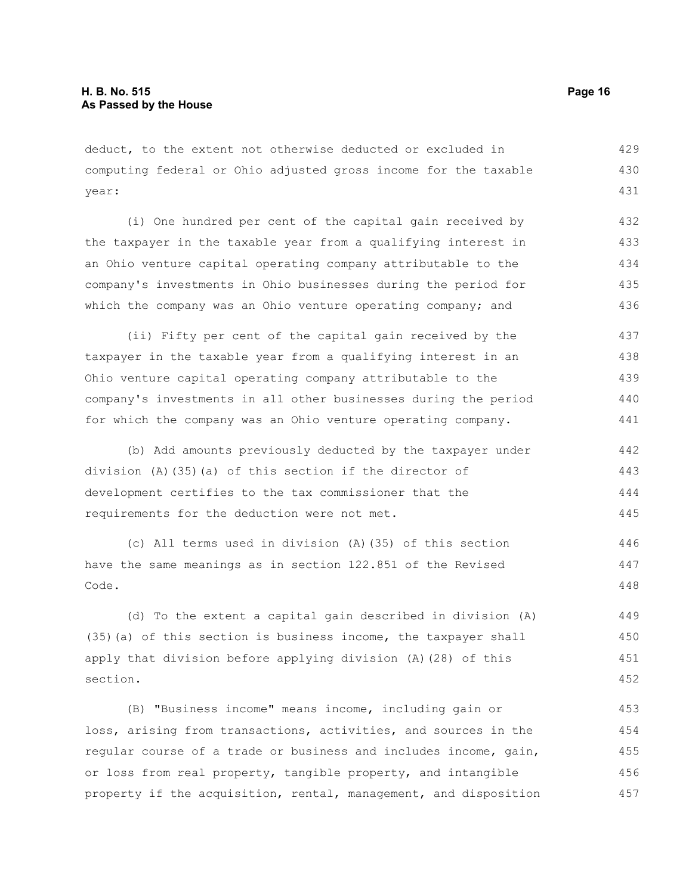deduct, to the extent not otherwise deducted or excluded in computing federal or Ohio adjusted gross income for the taxable year:

(i) One hundred per cent of the capital gain received by the taxpayer in the taxable year from a qualifying interest in an Ohio venture capital operating company attributable to the company's investments in Ohio businesses during the period for which the company was an Ohio venture operating company; and

(ii) Fifty per cent of the capital gain received by the taxpayer in the taxable year from a qualifying interest in an Ohio venture capital operating company attributable to the company's investments in all other businesses during the period for which the company was an Ohio venture operating company.

(b) Add amounts previously deducted by the taxpayer under division (A)(35)(a) of this section if the director of development certifies to the tax commissioner that the requirements for the deduction were not met.

(c) All terms used in division (A)(35) of this section have the same meanings as in section 122.851 of the Revised Code.

(d) To the extent a capital gain described in division (A)(35)(a) of this section is business income, the taxpayer shall apply that division before applying division (A)(28) of this section.

(B) "Business income" means income, including gain or loss, arising from transactions, activities, and sources in the regular course of a trade or business and includes income, gain, or loss from real property, tangible property, and intangible property if the acquisition, rental, management, and disposition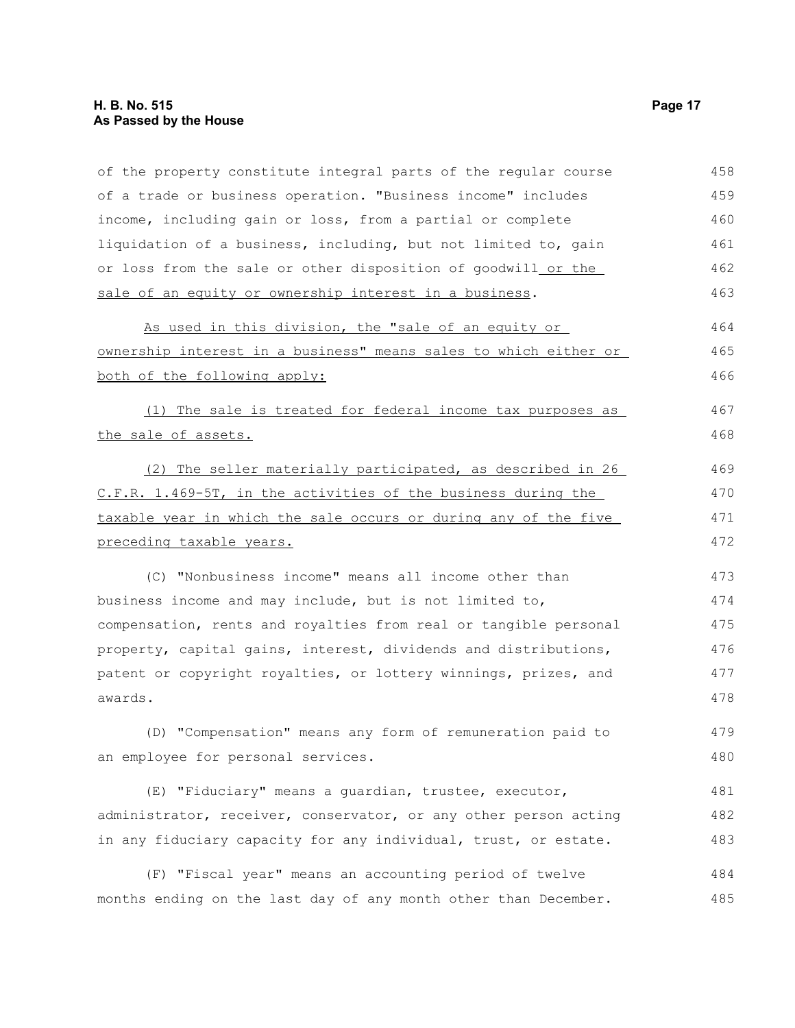of the property constitute integral parts of the regular course of a trade or business operation. "Business income" includes income, including gain or loss, from a partial or complete liquidation of a business, including, but not limited to, gain or loss from the sale or other disposition of goodwill or the sale of an equity or ownership interest in a business.

As used in this division, the "sale of an equity or ownership interest in a business" means sales to which either or both of the following apply:

(1) The sale is treated for federal income tax purposes as the sale of assets.

(2) The seller materially participated, as described in 26 C.F.R. 1.469-5T, in the activities of the business during the taxable year in which the sale occurs or during any of the five preceding taxable years.

(C) "Nonbusiness income" means all income other than business income and may include, but is not limited to, compensation, rents and royalties from real or tangible personal property, capital gains, interest, dividends and distributions, patent or copyright royalties, or lottery winnings, prizes, and awards.

(D) "Compensation" means any form of remuneration paid to an employee for personal services.

(E) "Fiduciary" means a guardian, trustee, executor, administrator, receiver, conservator, or any other person acting in any fiduciary capacity for any individual, trust, or estate.

(F) "Fiscal year" means an accounting period of twelve months ending on the last day of any month other than December.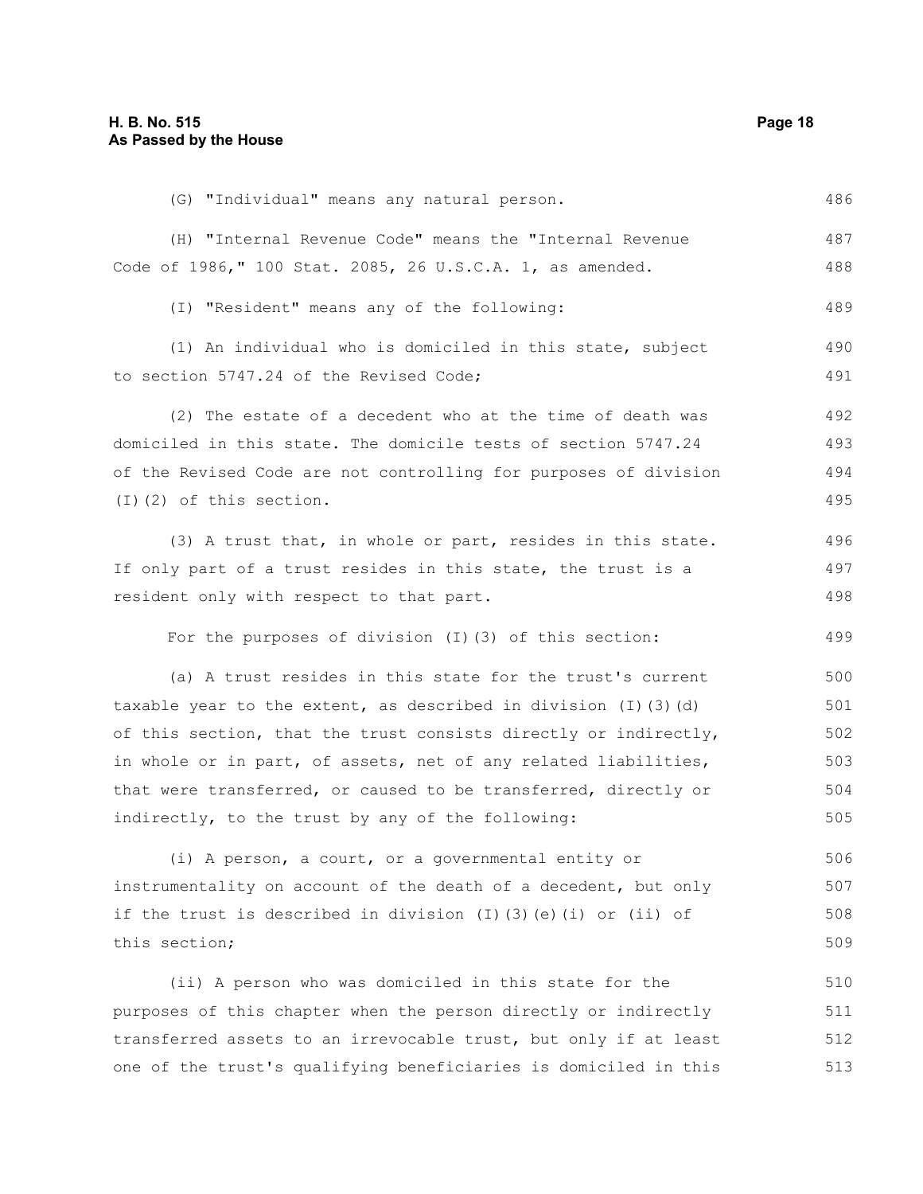(G) "Individual" means any natural person.

(H) "Internal Revenue Code" means the "Internal Revenue Code of 1986," 100 Stat. 2085, 26 U.S.C.A. 1, as amended.

(I) "Resident" means any of the following:

(1) An individual who is domiciled in this state, subject to section 5747.24 of the Revised Code;

(2) The estate of a decedent who at the time of death was domiciled in this state. The domicile tests of section 5747.24 of the Revised Code are not controlling for purposes of division (I)(2) of this section.

(3) A trust that, in whole or part, resides in this state. If only part of a trust resides in this state, the trust is a resident only with respect to that part.

For the purposes of division (I)(3) of this section:

(a) A trust resides in this state for the trust's current taxable year to the extent, as described in division (I)(3)(d) of this section, that the trust consists directly or indirectly, in whole or in part, of assets, net of any related liabilities, that were transferred, or caused to be transferred, directly or indirectly, to the trust by any of the following:

(i) A person, a court, or a governmental entity or instrumentality on account of the death of a decedent, but only if the trust is described in division (I)(3)(e)(i) or (ii) of this section;

(ii) A person who was domiciled in this state for the purposes of this chapter when the person directly or indirectly transferred assets to an irrevocable trust, but only if at least one of the trust's qualifying beneficiaries is domiciled in this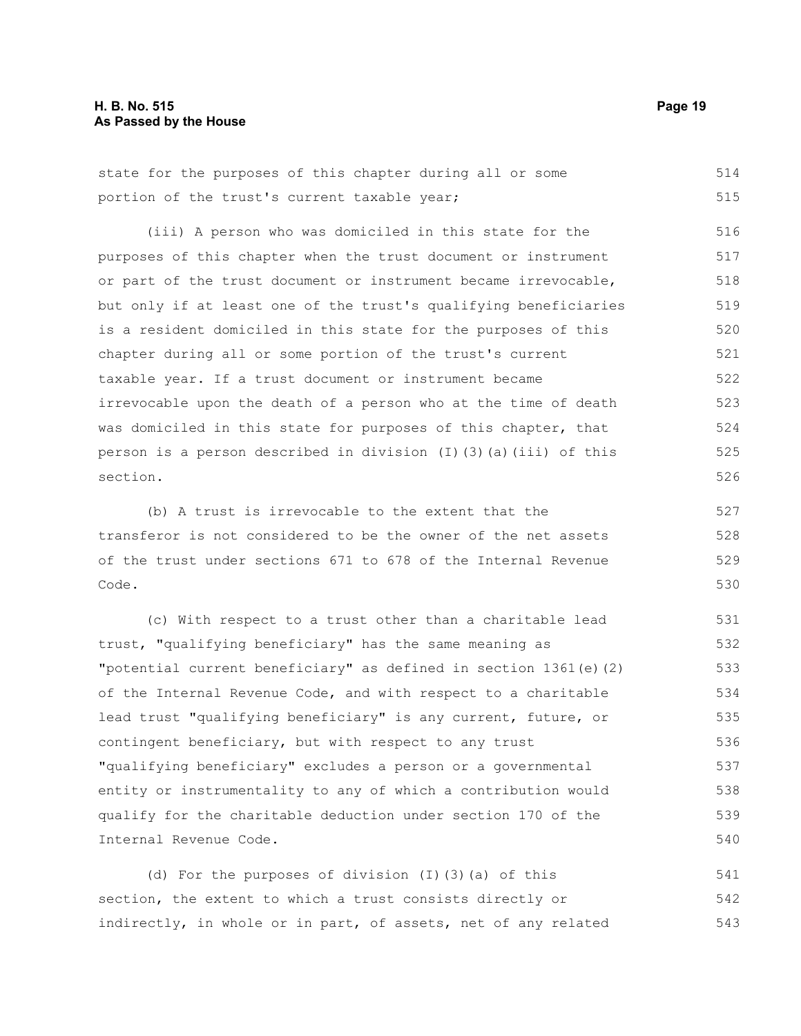state for the purposes of this chapter during all or some portion of the trust's current taxable year;

(iii) A person who was domiciled in this state for the purposes of this chapter when the trust document or instrument or part of the trust document or instrument became irrevocable, but only if at least one of the trust's qualifying beneficiaries is a resident domiciled in this state for the purposes of this chapter during all or some portion of the trust's current taxable year. If a trust document or instrument became irrevocable upon the death of a person who at the time of death was domiciled in this state for purposes of this chapter, that person is a person described in division (I)(3)(a)(iii) of this section.

(b) A trust is irrevocable to the extent that the transferor is not considered to be the owner of the net assets of the trust under sections 671 to 678 of the Internal Revenue Code.

(c) With respect to a trust other than a charitable lead trust, "qualifying beneficiary" has the same meaning as "potential current beneficiary" as defined in section 1361(e)(2) of the Internal Revenue Code, and with respect to a charitable lead trust "qualifying beneficiary" is any current, future, or contingent beneficiary, but with respect to any trust "qualifying beneficiary" excludes a person or a governmental entity or instrumentality to any of which a contribution would qualify for the charitable deduction under section 170 of the Internal Revenue Code.

(d) For the purposes of division (I)(3)(a) of this section, the extent to which a trust consists directly or indirectly, in whole or in part, of assets, net of any related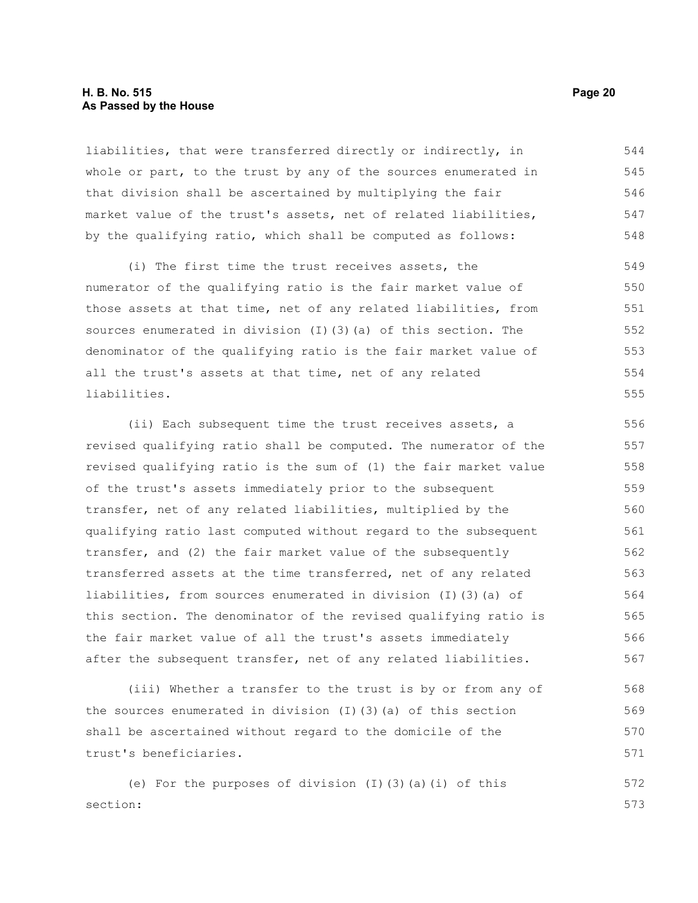liabilities, that were transferred directly or indirectly, in whole or part, to the trust by any of the sources enumerated in that division shall be ascertained by multiplying the fair market value of the trust's assets, net of related liabilities, by the qualifying ratio, which shall be computed as follows:

(i) The first time the trust receives assets, the numerator of the qualifying ratio is the fair market value of those assets at that time, net of any related liabilities, from sources enumerated in division (I)(3)(a) of this section. The denominator of the qualifying ratio is the fair market value of all the trust's assets at that time, net of any related liabilities.

(ii) Each subsequent time the trust receives assets, a revised qualifying ratio shall be computed. The numerator of the revised qualifying ratio is the sum of (1) the fair market value of the trust's assets immediately prior to the subsequent transfer, net of any related liabilities, multiplied by the qualifying ratio last computed without regard to the subsequent transfer, and (2) the fair market value of the subsequently transferred assets at the time transferred, net of any related liabilities, from sources enumerated in division (I)(3)(a) of this section. The denominator of the revised qualifying ratio is the fair market value of all the trust's assets immediately after the subsequent transfer, net of any related liabilities.

(iii) Whether a transfer to the trust is by or from any of the sources enumerated in division (I)(3)(a) of this section shall be ascertained without regard to the domicile of the trust's beneficiaries.

(e) For the purposes of division (I)(3)(a)(i) of this section: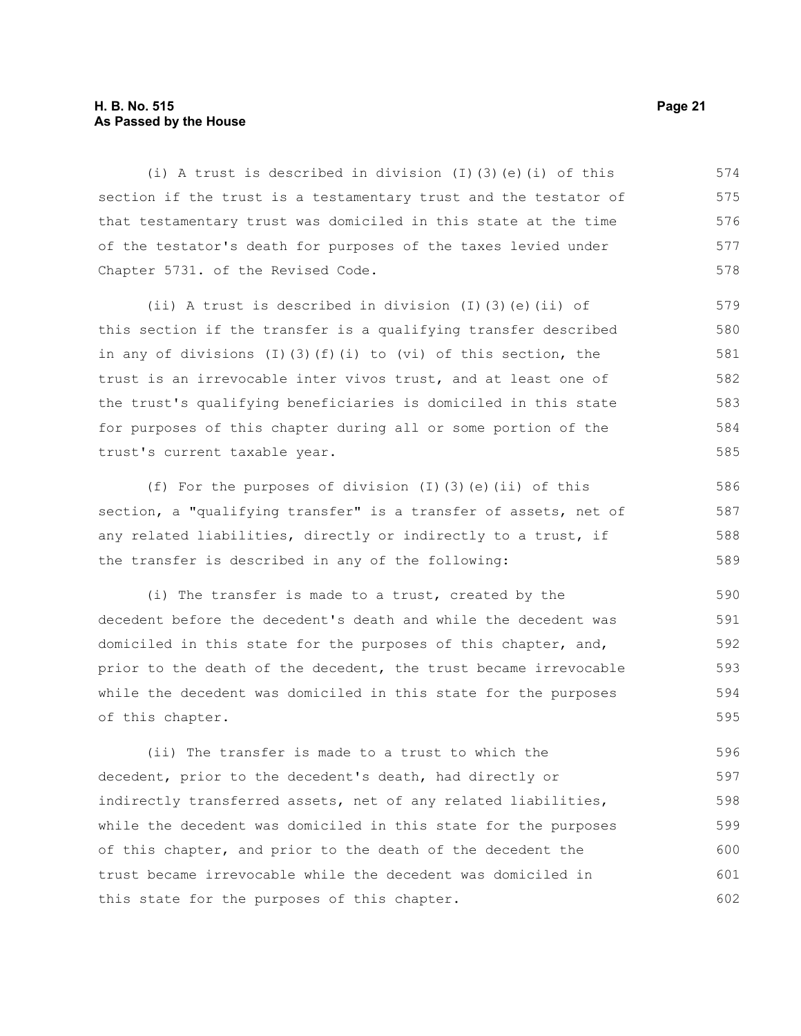(i) A trust is described in division (I)(3)(e)(i) of this section if the trust is a testamentary trust and the testator of that testamentary trust was domiciled in this state at the time of the testator's death for purposes of the taxes levied under Chapter 5731. of the Revised Code.

(ii) A trust is described in division (I)(3)(e)(ii) of this section if the transfer is a qualifying transfer described in any of divisions (I)(3)(f)(i) to (vi) of this section, the trust is an irrevocable inter vivos trust, and at least one of the trust's qualifying beneficiaries is domiciled in this state for purposes of this chapter during all or some portion of the trust's current taxable year.

(f) For the purposes of division (I)(3)(e)(ii) of this section, a "qualifying transfer" is a transfer of assets, net of any related liabilities, directly or indirectly to a trust, if the transfer is described in any of the following:

(i) The transfer is made to a trust, created by the decedent before the decedent's death and while the decedent was domiciled in this state for the purposes of this chapter, and, prior to the death of the decedent, the trust became irrevocable while the decedent was domiciled in this state for the purposes of this chapter.

(ii) The transfer is made to a trust to which the decedent, prior to the decedent's death, had directly or indirectly transferred assets, net of any related liabilities, while the decedent was domiciled in this state for the purposes of this chapter, and prior to the death of the decedent the trust became irrevocable while the decedent was domiciled in this state for the purposes of this chapter.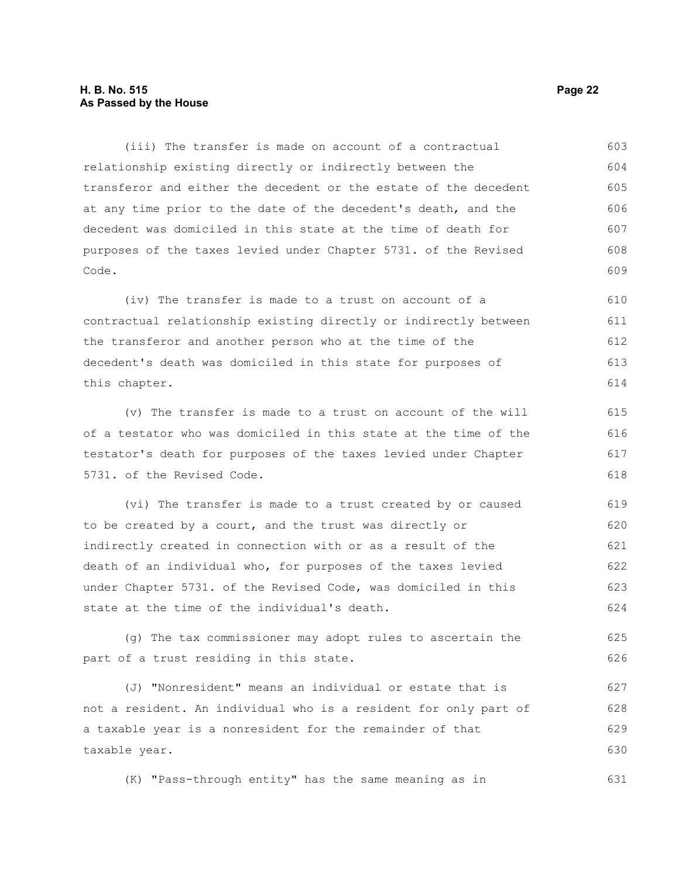(iii) The transfer is made on account of a contractual relationship existing directly or indirectly between the transferor and either the decedent or the estate of the decedent at any time prior to the date of the decedent's death, and the decedent was domiciled in this state at the time of death for purposes of the taxes levied under Chapter 5731. of the Revised Code.

(iv) The transfer is made to a trust on account of a contractual relationship existing directly or indirectly between the transferor and another person who at the time of the decedent's death was domiciled in this state for purposes of this chapter.

(v) The transfer is made to a trust on account of the will of a testator who was domiciled in this state at the time of the testator's death for purposes of the taxes levied under Chapter 5731. of the Revised Code.

(vi) The transfer is made to a trust created by or caused to be created by a court, and the trust was directly or indirectly created in connection with or as a result of the death of an individual who, for purposes of the taxes levied under Chapter 5731. of the Revised Code, was domiciled in this state at the time of the individual's death.

(g) The tax commissioner may adopt rules to ascertain the part of a trust residing in this state.

(J) "Nonresident" means an individual or estate that is not a resident. An individual who is a resident for only part of a taxable year is a nonresident for the remainder of that taxable year.

(K) "Pass-through entity" has the same meaning as in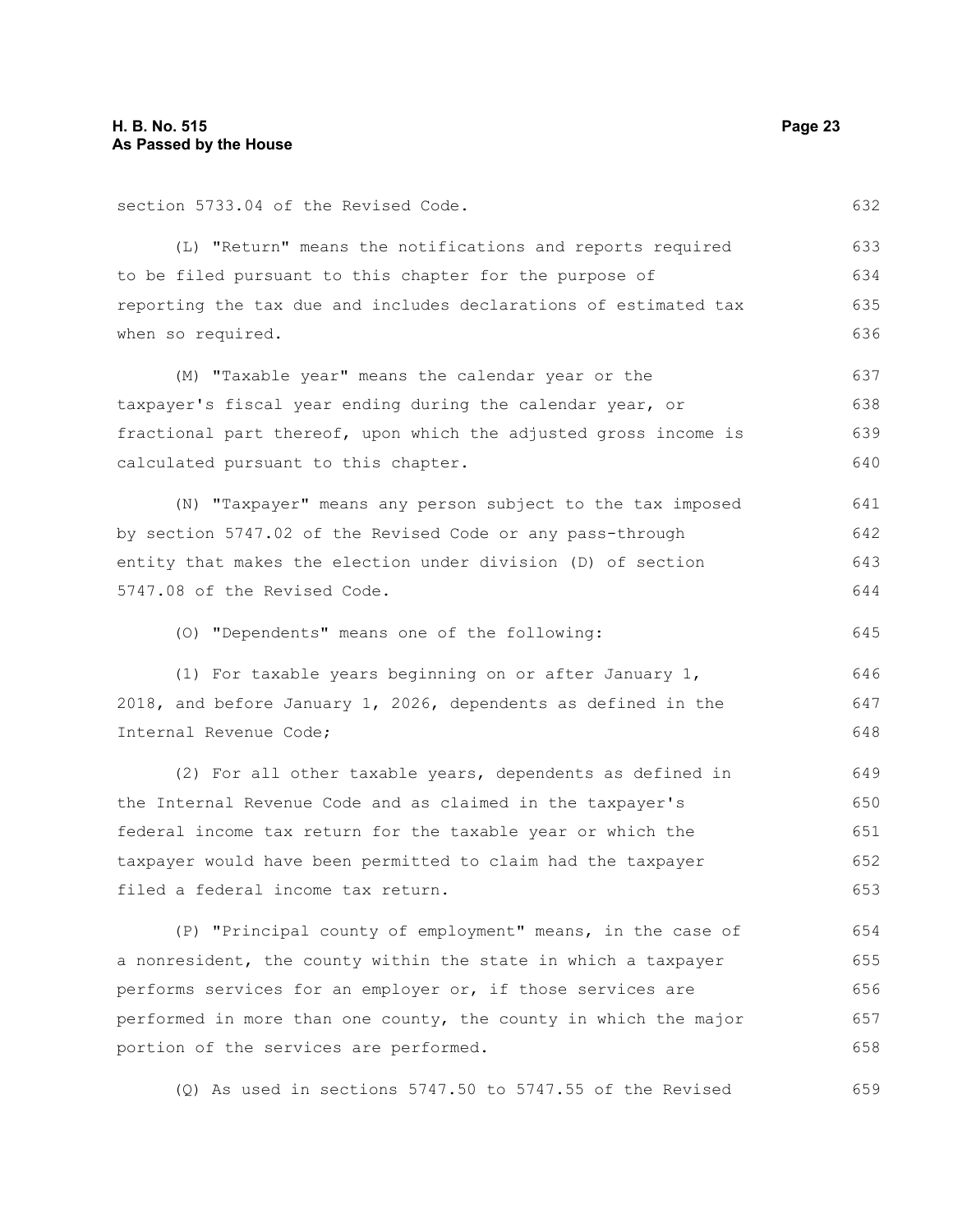section 5733.04 of the Revised Code.

(L) "Return" means the notifications and reports required to be filed pursuant to this chapter for the purpose of reporting the tax due and includes declarations of estimated tax when so required.

(M) "Taxable year" means the calendar year or the taxpayer's fiscal year ending during the calendar year, or fractional part thereof, upon which the adjusted gross income is calculated pursuant to this chapter.

(N) "Taxpayer" means any person subject to the tax imposed by section 5747.02 of the Revised Code or any pass-through entity that makes the election under division (D) of section 5747.08 of the Revised Code.

(O) "Dependents" means one of the following:

(1) For taxable years beginning on or after January 1, 2018, and before January 1, 2026, dependents as defined in the Internal Revenue Code;

(2) For all other taxable years, dependents as defined in the Internal Revenue Code and as claimed in the taxpayer's federal income tax return for the taxable year or which the taxpayer would have been permitted to claim had the taxpayer filed a federal income tax return.

(P) "Principal county of employment" means, in the case of a nonresident, the county within the state in which a taxpayer performs services for an employer or, if those services are performed in more than one county, the county in which the major portion of the services are performed.

(Q) As used in sections 5747.50 to 5747.55 of the Revised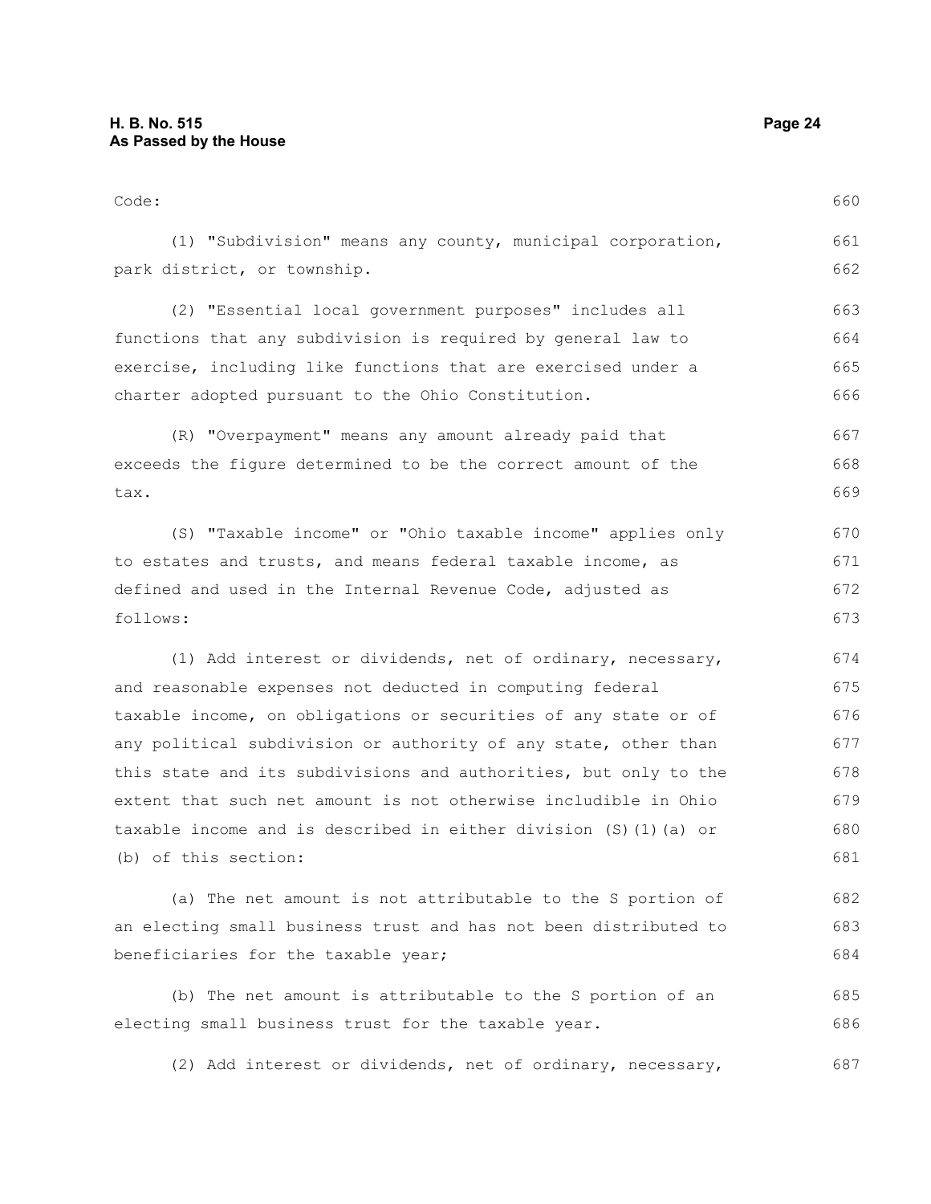Code:

(1) "Subdivision" means any county, municipal corporation, park district, or township.

(2) "Essential local government purposes" includes all functions that any subdivision is required by general law to exercise, including like functions that are exercised under a charter adopted pursuant to the Ohio Constitution.

(R) "Overpayment" means any amount already paid that exceeds the figure determined to be the correct amount of the tax.

(S) "Taxable income" or "Ohio taxable income" applies only to estates and trusts, and means federal taxable income, as defined and used in the Internal Revenue Code, adjusted as follows:

(1) Add interest or dividends, net of ordinary, necessary, and reasonable expenses not deducted in computing federal taxable income, on obligations or securities of any state or of any political subdivision or authority of any state, other than this state and its subdivisions and authorities, but only to the extent that such net amount is not otherwise includible in Ohio taxable income and is described in either division (S)(1)(a) or (b) of this section:

(a) The net amount is not attributable to the S portion of an electing small business trust and has not been distributed to beneficiaries for the taxable year;

(b) The net amount is attributable to the S portion of an electing small business trust for the taxable year.

(2) Add interest or dividends, net of ordinary, necessary,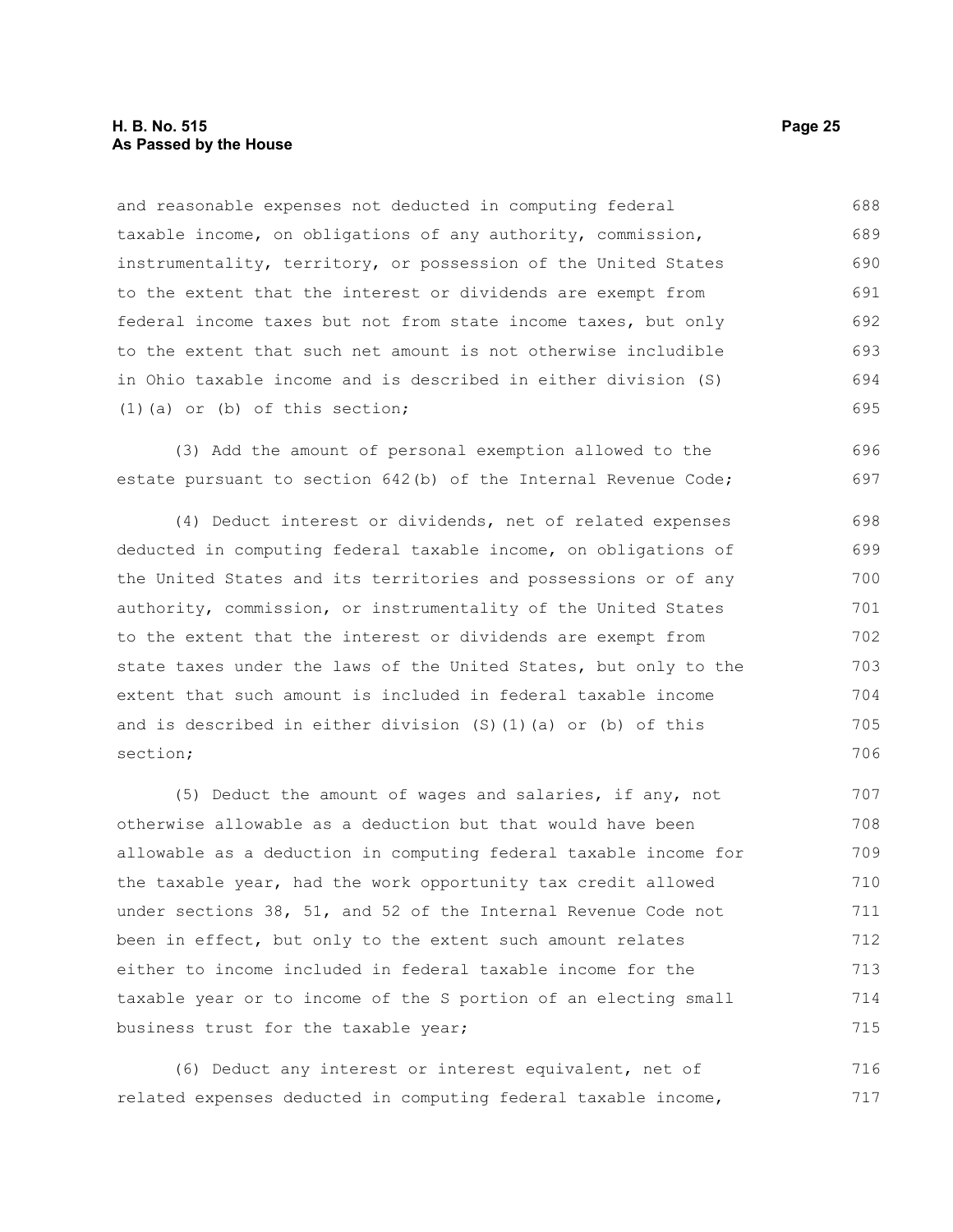and reasonable expenses not deducted in computing federal taxable income, on obligations of any authority, commission, instrumentality, territory, or possession of the United States to the extent that the interest or dividends are exempt from federal income taxes but not from state income taxes, but only to the extent that such net amount is not otherwise includible in Ohio taxable income and is described in either division (S)(1)(a) or (b) of this section;

(3) Add the amount of personal exemption allowed to the estate pursuant to section 642(b) of the Internal Revenue Code;

(4) Deduct interest or dividends, net of related expenses deducted in computing federal taxable income, on obligations of the United States and its territories and possessions or of any authority, commission, or instrumentality of the United States to the extent that the interest or dividends are exempt from state taxes under the laws of the United States, but only to the extent that such amount is included in federal taxable income and is described in either division (S)(1)(a) or (b) of this section;

(5) Deduct the amount of wages and salaries, if any, not otherwise allowable as a deduction but that would have been allowable as a deduction in computing federal taxable income for the taxable year, had the work opportunity tax credit allowed under sections 38, 51, and 52 of the Internal Revenue Code not been in effect, but only to the extent such amount relates either to income included in federal taxable income for the taxable year or to income of the S portion of an electing small business trust for the taxable year;

(6) Deduct any interest or interest equivalent, net of related expenses deducted in computing federal taxable income,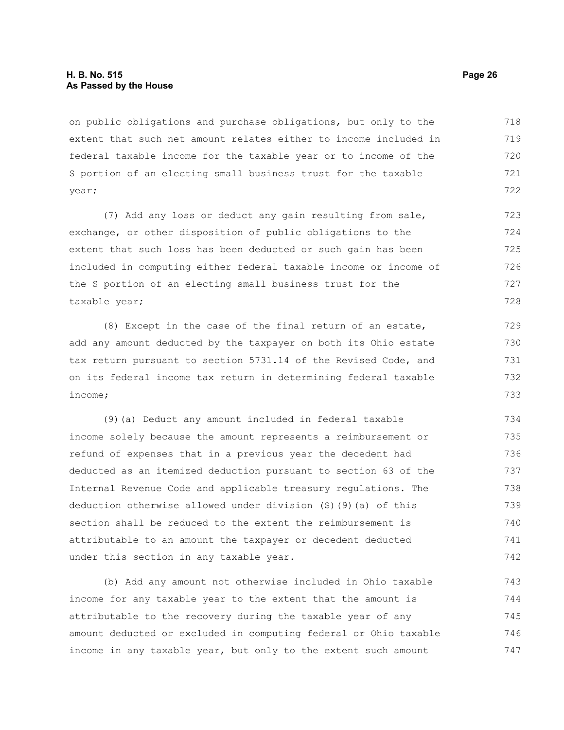on public obligations and purchase obligations, but only to the extent that such net amount relates either to income included in federal taxable income for the taxable year or to income of the S portion of an electing small business trust for the taxable year;

(7) Add any loss or deduct any gain resulting from sale, exchange, or other disposition of public obligations to the extent that such loss has been deducted or such gain has been included in computing either federal taxable income or income of the S portion of an electing small business trust for the taxable year;

(8) Except in the case of the final return of an estate, add any amount deducted by the taxpayer on both its Ohio estate tax return pursuant to section 5731.14 of the Revised Code, and on its federal income tax return in determining federal taxable income;

(9)(a) Deduct any amount included in federal taxable income solely because the amount represents a reimbursement or refund of expenses that in a previous year the decedent had deducted as an itemized deduction pursuant to section 63 of the Internal Revenue Code and applicable treasury regulations. The deduction otherwise allowed under division (S)(9)(a) of this section shall be reduced to the extent the reimbursement is attributable to an amount the taxpayer or decedent deducted under this section in any taxable year.

(b) Add any amount not otherwise included in Ohio taxable income for any taxable year to the extent that the amount is attributable to the recovery during the taxable year of any amount deducted or excluded in computing federal or Ohio taxable income in any taxable year, but only to the extent such amount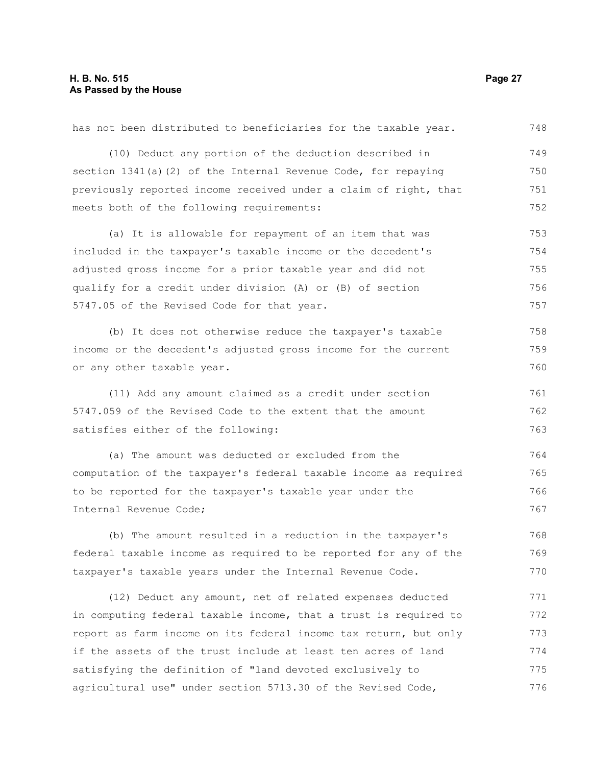has not been distributed to beneficiaries for the taxable year.

(10) Deduct any portion of the deduction described in section 1341(a)(2) of the Internal Revenue Code, for repaying previously reported income received under a claim of right, that meets both of the following requirements:

(a) It is allowable for repayment of an item that was included in the taxpayer's taxable income or the decedent's adjusted gross income for a prior taxable year and did not qualify for a credit under division (A) or (B) of section 5747.05 of the Revised Code for that year.

(b) It does not otherwise reduce the taxpayer's taxable income or the decedent's adjusted gross income for the current or any other taxable year.

(11) Add any amount claimed as a credit under section 5747.059 of the Revised Code to the extent that the amount satisfies either of the following:

(a) The amount was deducted or excluded from the computation of the taxpayer's federal taxable income as required to be reported for the taxpayer's taxable year under the Internal Revenue Code;

(b) The amount resulted in a reduction in the taxpayer's federal taxable income as required to be reported for any of the taxpayer's taxable years under the Internal Revenue Code.

(12) Deduct any amount, net of related expenses deducted in computing federal taxable income, that a trust is required to report as farm income on its federal income tax return, but only if the assets of the trust include at least ten acres of land satisfying the definition of "land devoted exclusively to agricultural use" under section 5713.30 of the Revised Code,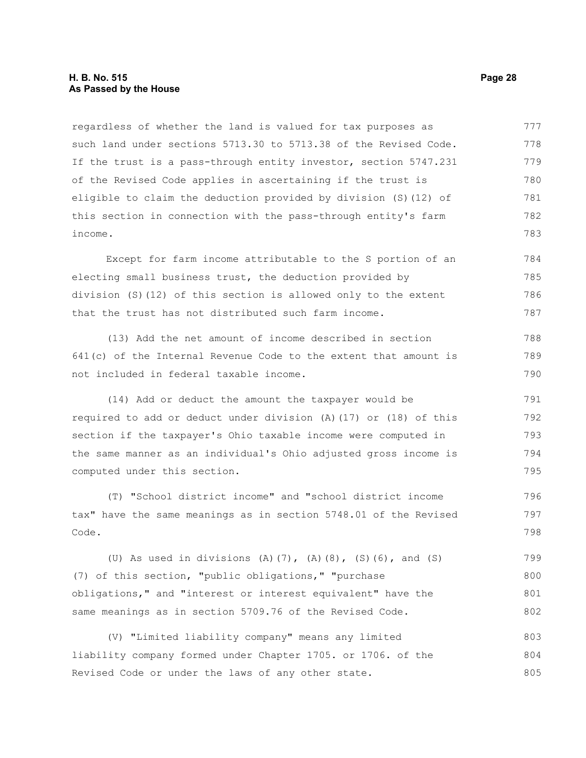regardless of whether the land is valued for tax purposes as such land under sections 5713.30 to 5713.38 of the Revised Code. If the trust is a pass-through entity investor, section 5747.231 of the Revised Code applies in ascertaining if the trust is eligible to claim the deduction provided by division (S)(12) of this section in connection with the pass-through entity's farm income.

Except for farm income attributable to the S portion of an electing small business trust, the deduction provided by division (S)(12) of this section is allowed only to the extent that the trust has not distributed such farm income.

(13) Add the net amount of income described in section 641(c) of the Internal Revenue Code to the extent that amount is not included in federal taxable income.

(14) Add or deduct the amount the taxpayer would be required to add or deduct under division (A)(17) or (18) of this section if the taxpayer's Ohio taxable income were computed in the same manner as an individual's Ohio adjusted gross income is computed under this section.

(T) "School district income" and "school district income tax" have the same meanings as in section 5748.01 of the Revised Code.

(U) As used in divisions (A)(7), (A)(8), (S)(6), and (S)(7) of this section, "public obligations," "purchase obligations," and "interest or interest equivalent" have the same meanings as in section 5709.76 of the Revised Code.

(V) "Limited liability company" means any limited liability company formed under Chapter 1705. or 1706. of the Revised Code or under the laws of any other state.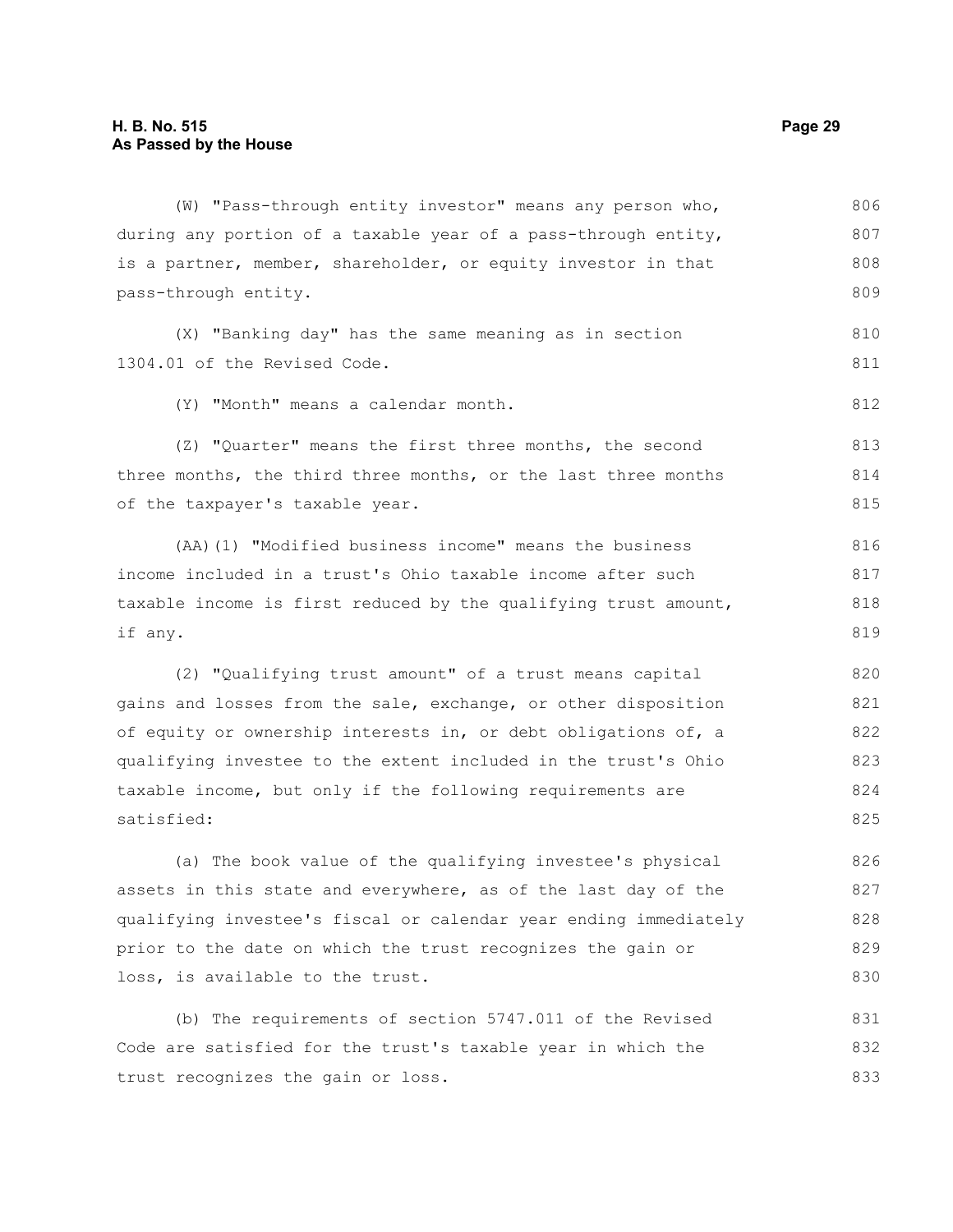(W) "Pass-through entity investor" means any person who, during any portion of a taxable year of a pass-through entity, is a partner, member, shareholder, or equity investor in that pass-through entity.

(X) "Banking day" has the same meaning as in section 1304.01 of the Revised Code.

(Y) "Month" means a calendar month.

(Z) "Quarter" means the first three months, the second three months, the third three months, or the last three months of the taxpayer's taxable year.

(AA)(1) "Modified business income" means the business income included in a trust's Ohio taxable income after such taxable income is first reduced by the qualifying trust amount, if any.

(2) "Qualifying trust amount" of a trust means capital gains and losses from the sale, exchange, or other disposition of equity or ownership interests in, or debt obligations of, a qualifying investee to the extent included in the trust's Ohio taxable income, but only if the following requirements are satisfied:

(a) The book value of the qualifying investee's physical assets in this state and everywhere, as of the last day of the qualifying investee's fiscal or calendar year ending immediately prior to the date on which the trust recognizes the gain or loss, is available to the trust.

(b) The requirements of section 5747.011 of the Revised Code are satisfied for the trust's taxable year in which the trust recognizes the gain or loss.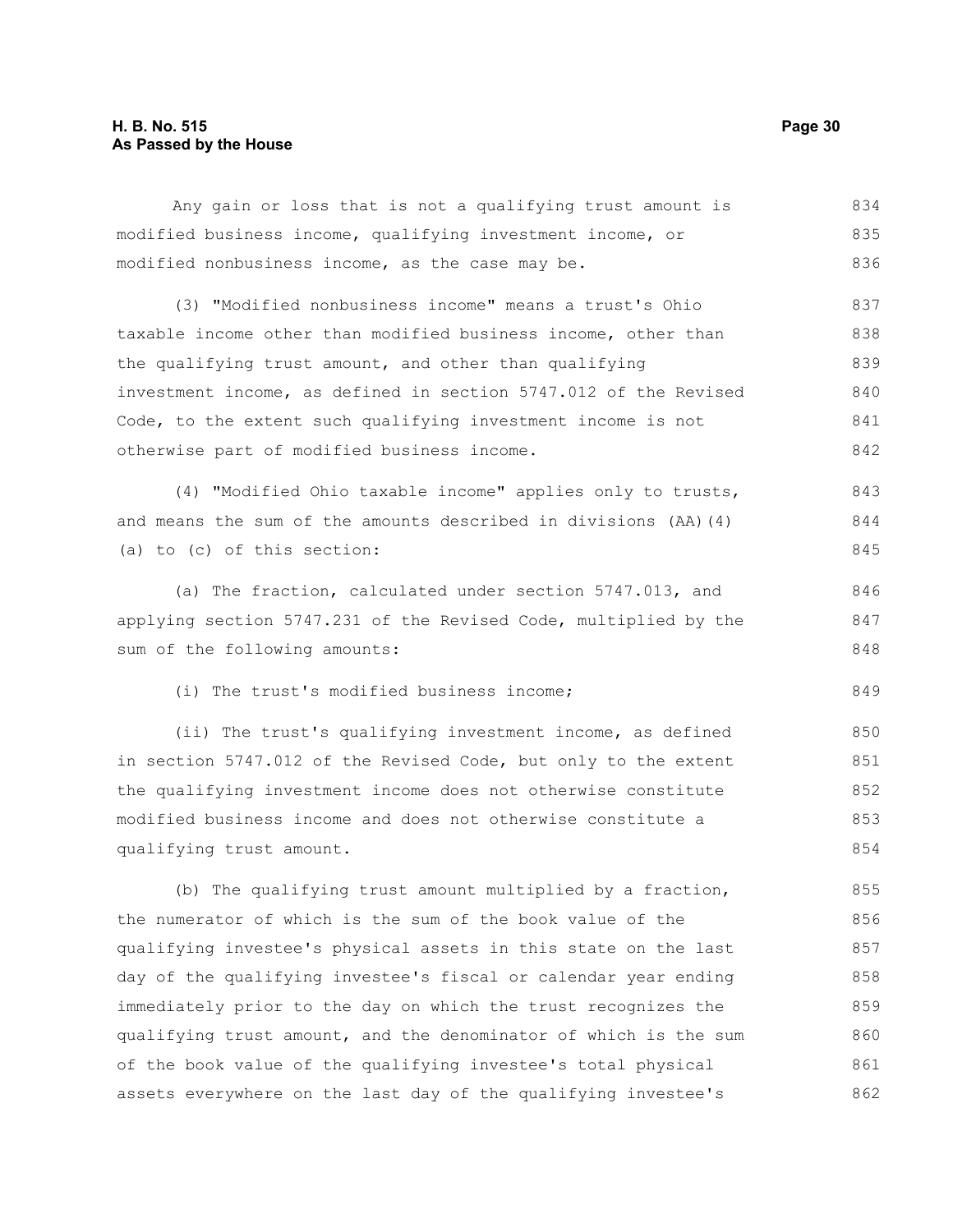Any gain or loss that is not a qualifying trust amount is modified business income, qualifying investment income, or modified nonbusiness income, as the case may be.

(3) "Modified nonbusiness income" means a trust's Ohio taxable income other than modified business income, other than the qualifying trust amount, and other than qualifying investment income, as defined in section 5747.012 of the Revised Code, to the extent such qualifying investment income is not otherwise part of modified business income.

(4) "Modified Ohio taxable income" applies only to trusts, and means the sum of the amounts described in divisions (AA)(4)(a) to (c) of this section:

(a) The fraction, calculated under section 5747.013, and applying section 5747.231 of the Revised Code, multiplied by the sum of the following amounts:

(i) The trust's modified business income;

(ii) The trust's qualifying investment income, as defined in section 5747.012 of the Revised Code, but only to the extent the qualifying investment income does not otherwise constitute modified business income and does not otherwise constitute a qualifying trust amount.

(b) The qualifying trust amount multiplied by a fraction, the numerator of which is the sum of the book value of the qualifying investee's physical assets in this state on the last day of the qualifying investee's fiscal or calendar year ending immediately prior to the day on which the trust recognizes the qualifying trust amount, and the denominator of which is the sum of the book value of the qualifying investee's total physical assets everywhere on the last day of the qualifying investee's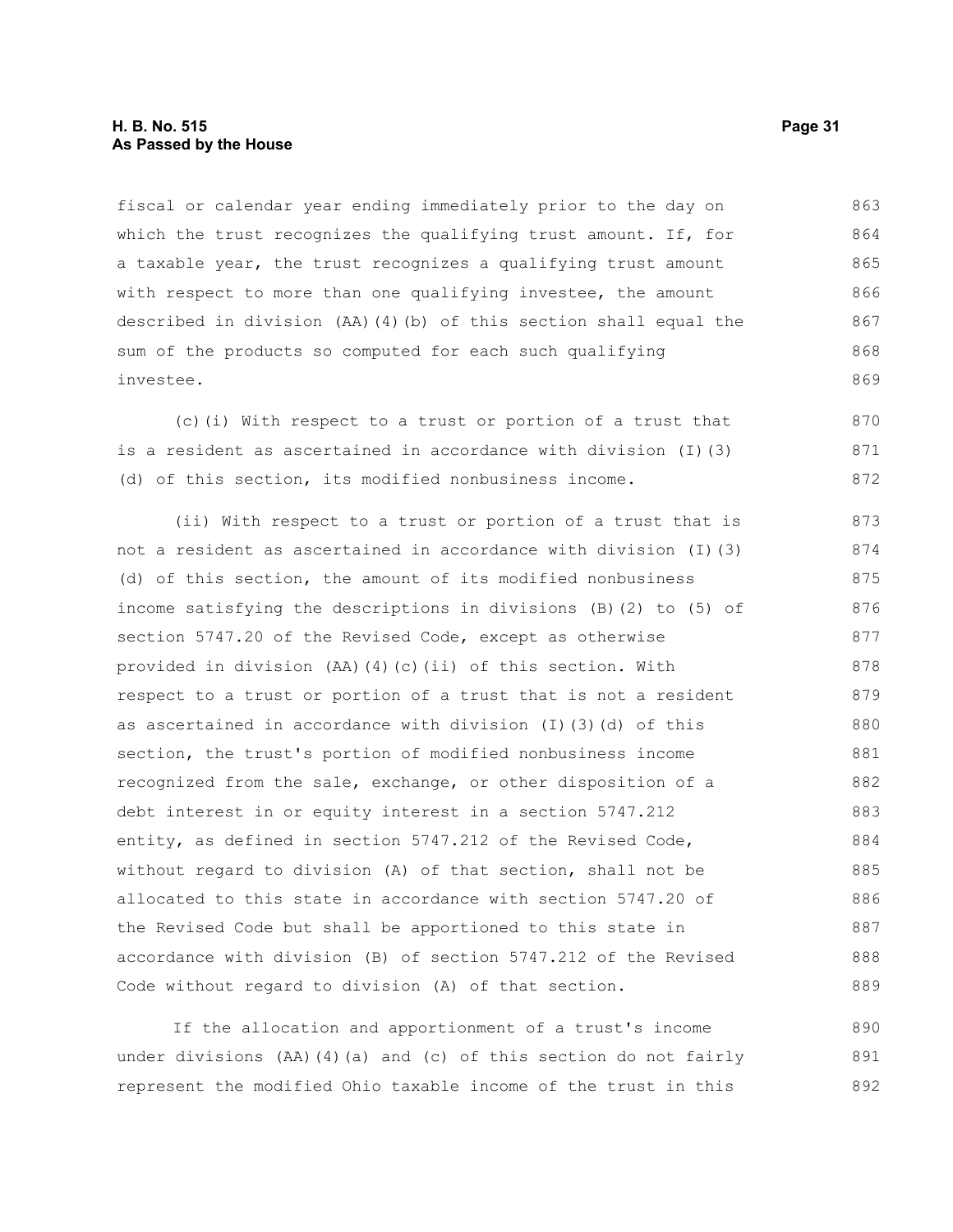fiscal or calendar year ending immediately prior to the day on which the trust recognizes the qualifying trust amount. If, for a taxable year, the trust recognizes a qualifying trust amount with respect to more than one qualifying investee, the amount described in division (AA)(4)(b) of this section shall equal the sum of the products so computed for each such qualifying investee.

(c)(i) With respect to a trust or portion of a trust that is a resident as ascertained in accordance with division (I)(3)(d) of this section, its modified nonbusiness income.

(ii) With respect to a trust or portion of a trust that is not a resident as ascertained in accordance with division (I)(3)(d) of this section, the amount of its modified nonbusiness income satisfying the descriptions in divisions (B)(2) to (5) of section 5747.20 of the Revised Code, except as otherwise provided in division (AA)(4)(c)(ii) of this section. With respect to a trust or portion of a trust that is not a resident as ascertained in accordance with division (I)(3)(d) of this section, the trust's portion of modified nonbusiness income recognized from the sale, exchange, or other disposition of a debt interest in or equity interest in a section 5747.212 entity, as defined in section 5747.212 of the Revised Code, without regard to division (A) of that section, shall not be allocated to this state in accordance with section 5747.20 of the Revised Code but shall be apportioned to this state in accordance with division (B) of section 5747.212 of the Revised Code without regard to division (A) of that section.

If the allocation and apportionment of a trust's income under divisions (AA)(4)(a) and (c) of this section do not fairly represent the modified Ohio taxable income of the trust in this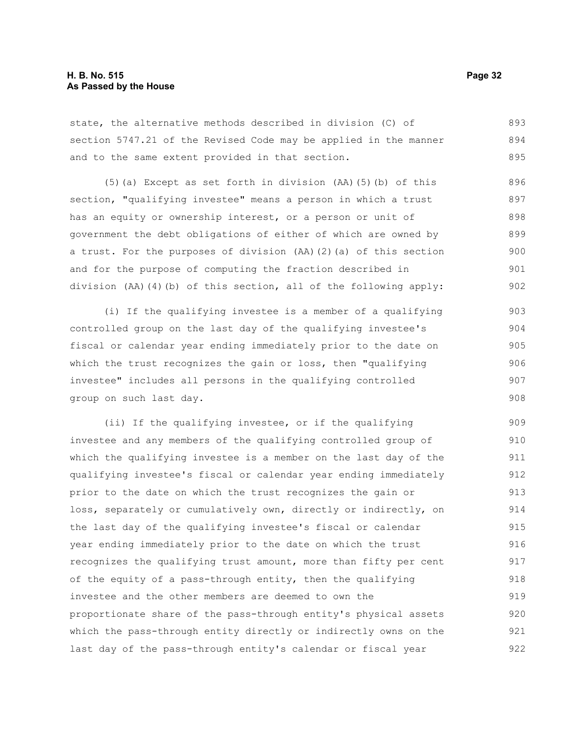state, the alternative methods described in division (C) of section 5747.21 of the Revised Code may be applied in the manner and to the same extent provided in that section.

(5)(a) Except as set forth in division (AA)(5)(b) of this section, "qualifying investee" means a person in which a trust has an equity or ownership interest, or a person or unit of government the debt obligations of either of which are owned by a trust. For the purposes of division (AA)(2)(a) of this section and for the purpose of computing the fraction described in division (AA)(4)(b) of this section, all of the following apply:

(i) If the qualifying investee is a member of a qualifying controlled group on the last day of the qualifying investee's fiscal or calendar year ending immediately prior to the date on which the trust recognizes the gain or loss, then "qualifying investee" includes all persons in the qualifying controlled group on such last day.

(ii) If the qualifying investee, or if the qualifying investee and any members of the qualifying controlled group of which the qualifying investee is a member on the last day of the qualifying investee's fiscal or calendar year ending immediately prior to the date on which the trust recognizes the gain or loss, separately or cumulatively own, directly or indirectly, on the last day of the qualifying investee's fiscal or calendar year ending immediately prior to the date on which the trust recognizes the qualifying trust amount, more than fifty per cent of the equity of a pass-through entity, then the qualifying investee and the other members are deemed to own the proportionate share of the pass-through entity's physical assets which the pass-through entity directly or indirectly owns on the last day of the pass-through entity's calendar or fiscal year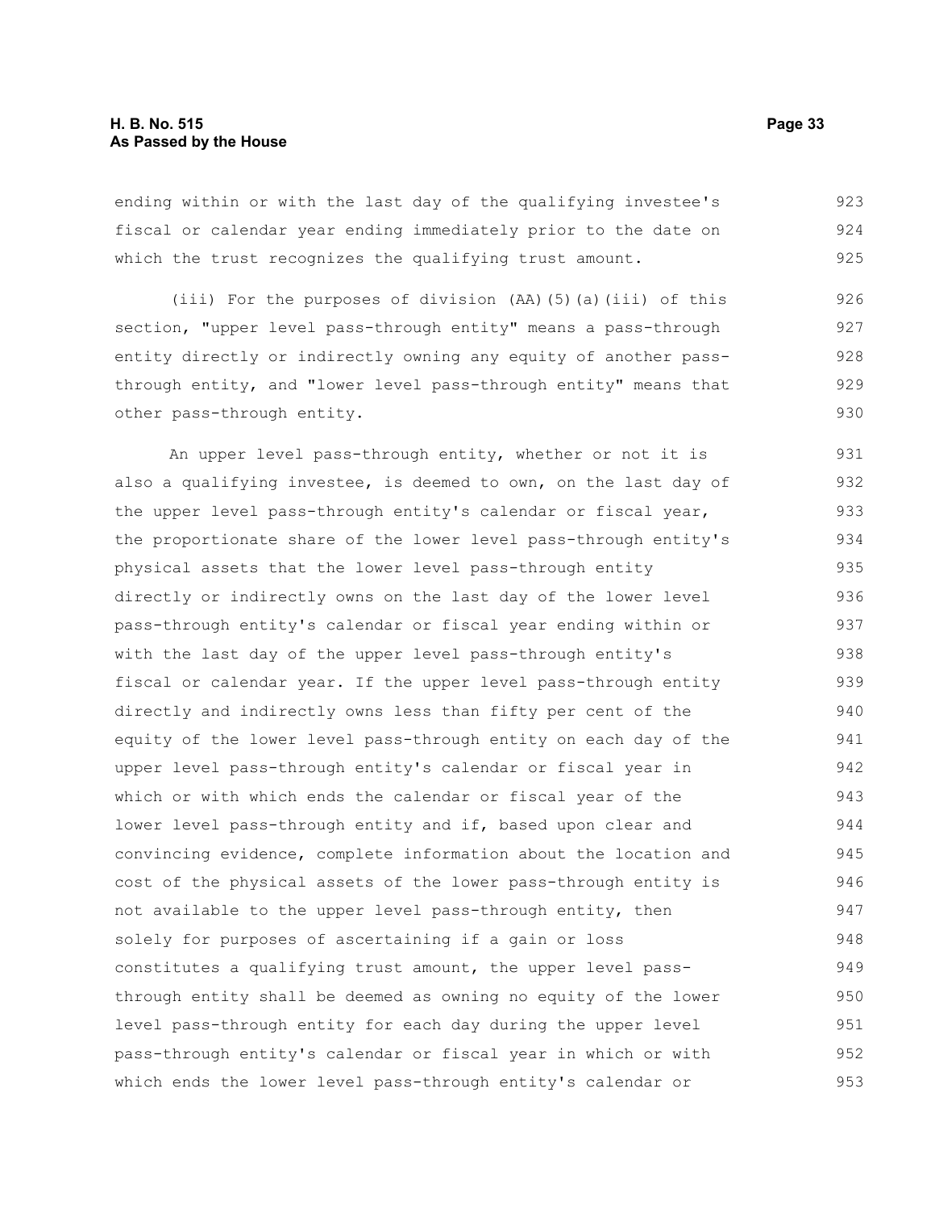ending within or with the last day of the qualifying investee's fiscal or calendar year ending immediately prior to the date on which the trust recognizes the qualifying trust amount.

(iii) For the purposes of division (AA)(5)(a)(iii) of this section, "upper level pass-through entity" means a pass-through entity directly or indirectly owning any equity of another pass-through entity, and "lower level pass-through entity" means that other pass-through entity.

An upper level pass-through entity, whether or not it is also a qualifying investee, is deemed to own, on the last day of the upper level pass-through entity's calendar or fiscal year, the proportionate share of the lower level pass-through entity's physical assets that the lower level pass-through entity directly or indirectly owns on the last day of the lower level pass-through entity's calendar or fiscal year ending within or with the last day of the upper level pass-through entity's fiscal or calendar year. If the upper level pass-through entity directly and indirectly owns less than fifty per cent of the equity of the lower level pass-through entity on each day of the upper level pass-through entity's calendar or fiscal year in which or with which ends the calendar or fiscal year of the lower level pass-through entity and if, based upon clear and convincing evidence, complete information about the location and cost of the physical assets of the lower pass-through entity is not available to the upper level pass-through entity, then solely for purposes of ascertaining if a gain or loss constitutes a qualifying trust amount, the upper level pass-through entity shall be deemed as owning no equity of the lower level pass-through entity for each day during the upper level pass-through entity's calendar or fiscal year in which or with which ends the lower level pass-through entity's calendar or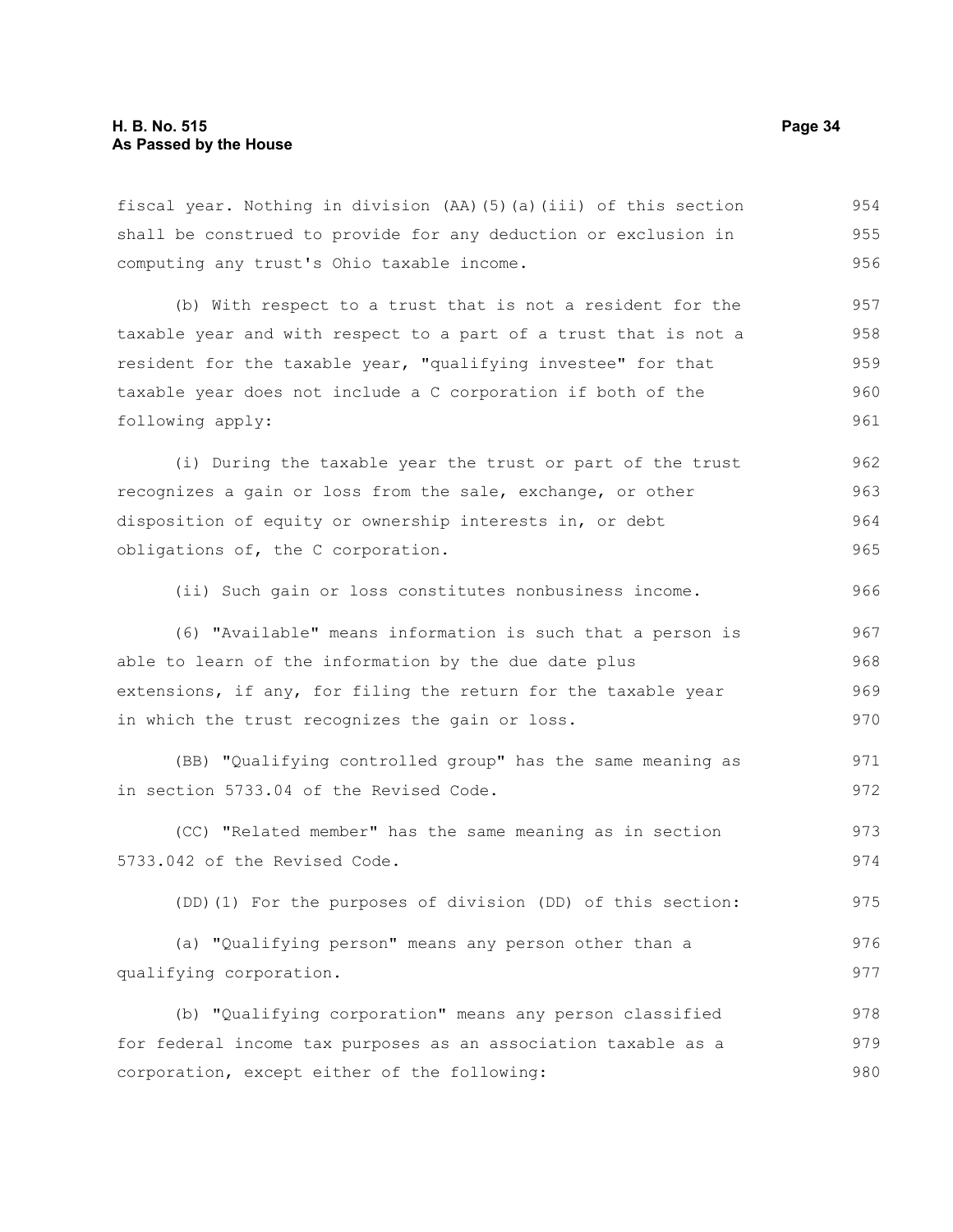fiscal year. Nothing in division (AA)(5)(a)(iii) of this section shall be construed to provide for any deduction or exclusion in computing any trust's Ohio taxable income.

(b) With respect to a trust that is not a resident for the taxable year and with respect to a part of a trust that is not a resident for the taxable year, "qualifying investee" for that taxable year does not include a C corporation if both of the following apply:

(i) During the taxable year the trust or part of the trust recognizes a gain or loss from the sale, exchange, or other disposition of equity or ownership interests in, or debt obligations of, the C corporation.

(ii) Such gain or loss constitutes nonbusiness income.

(6) "Available" means information is such that a person is able to learn of the information by the due date plus extensions, if any, for filing the return for the taxable year in which the trust recognizes the gain or loss.

(BB) "Qualifying controlled group" has the same meaning as in section 5733.04 of the Revised Code.

(CC) "Related member" has the same meaning as in section 5733.042 of the Revised Code.

(DD)(1) For the purposes of division (DD) of this section:

(a) "Qualifying person" means any person other than a qualifying corporation.

(b) "Qualifying corporation" means any person classified for federal income tax purposes as an association taxable as a corporation, except either of the following: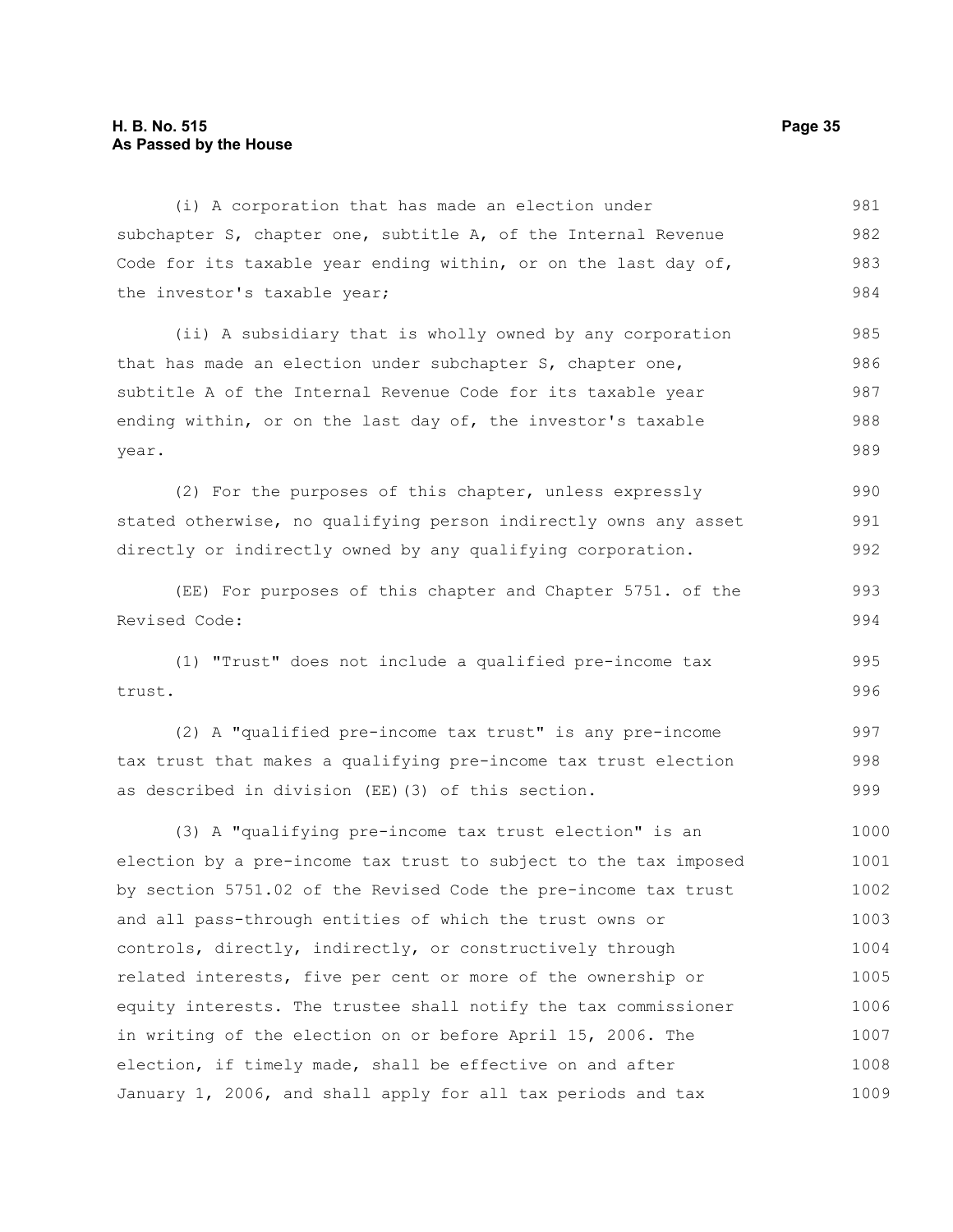(i) A corporation that has made an election under subchapter S, chapter one, subtitle A, of the Internal Revenue Code for its taxable year ending within, or on the last day of, the investor's taxable year;

(ii) A subsidiary that is wholly owned by any corporation that has made an election under subchapter S, chapter one, subtitle A of the Internal Revenue Code for its taxable year ending within, or on the last day of, the investor's taxable year.

(2) For the purposes of this chapter, unless expressly stated otherwise, no qualifying person indirectly owns any asset directly or indirectly owned by any qualifying corporation.

(EE) For purposes of this chapter and Chapter 5751. of the Revised Code:

(1) "Trust" does not include a qualified pre-income tax trust.

(2) A "qualified pre-income tax trust" is any pre-income tax trust that makes a qualifying pre-income tax trust election as described in division (EE)(3) of this section.

(3) A "qualifying pre-income tax trust election" is an election by a pre-income tax trust to subject to the tax imposed by section 5751.02 of the Revised Code the pre-income tax trust and all pass-through entities of which the trust owns or controls, directly, indirectly, or constructively through related interests, five per cent or more of the ownership or equity interests. The trustee shall notify the tax commissioner in writing of the election on or before April 15, 2006. The election, if timely made, shall be effective on and after January 1, 2006, and shall apply for all tax periods and tax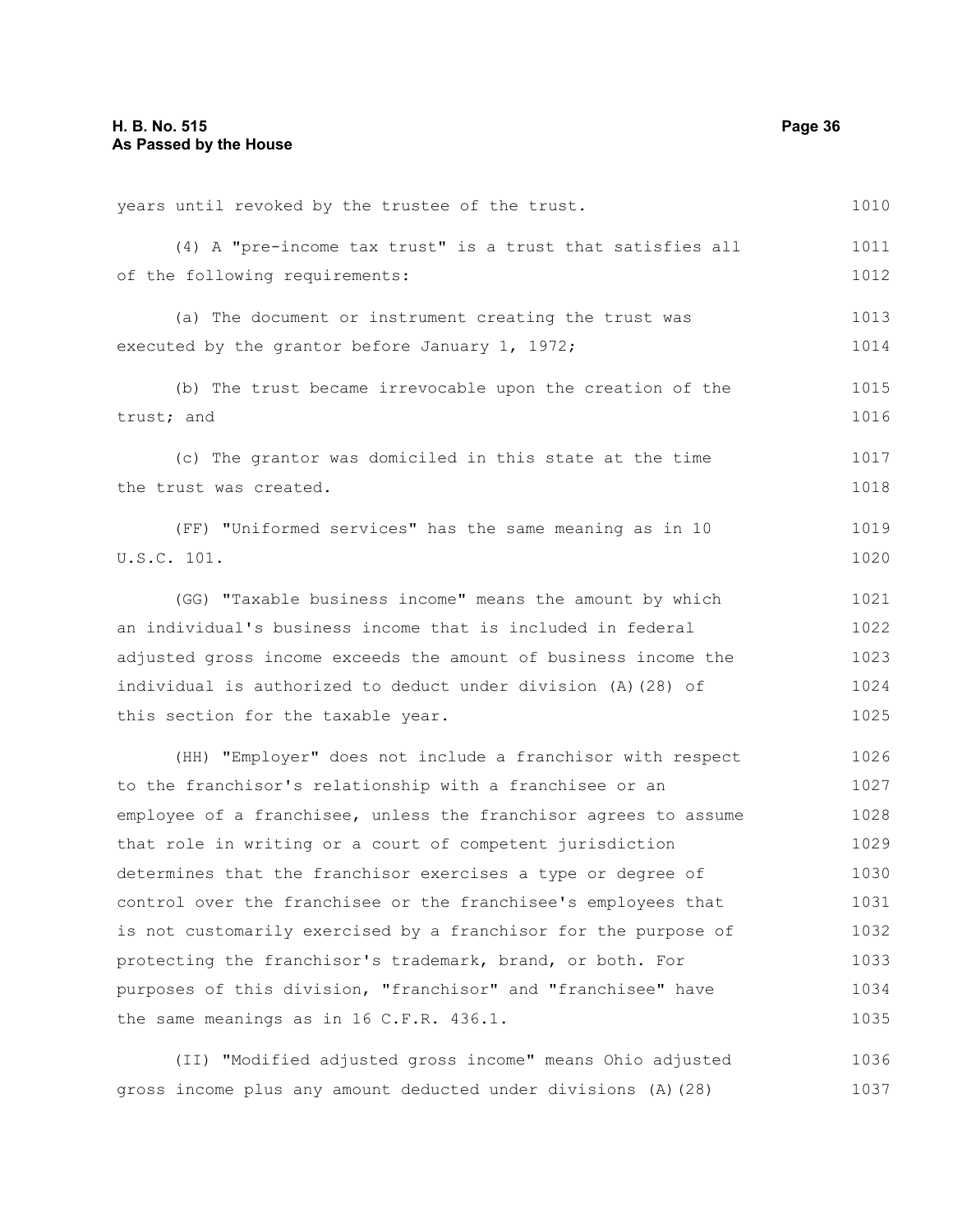years until revoked by the trustee of the trust.

(4) A "pre-income tax trust" is a trust that satisfies all of the following requirements:

(a) The document or instrument creating the trust was executed by the grantor before January 1, 1972;

(b) The trust became irrevocable upon the creation of the trust; and

(c) The grantor was domiciled in this state at the time the trust was created.

(FF) "Uniformed services" has the same meaning as in 10 U.S.C. 101.

(GG) "Taxable business income" means the amount by which an individual's business income that is included in federal adjusted gross income exceeds the amount of business income the individual is authorized to deduct under division (A)(28) of this section for the taxable year.

(HH) "Employer" does not include a franchisor with respect to the franchisor's relationship with a franchisee or an employee of a franchisee, unless the franchisor agrees to assume that role in writing or a court of competent jurisdiction determines that the franchisor exercises a type or degree of control over the franchisee or the franchisee's employees that is not customarily exercised by a franchisor for the purpose of protecting the franchisor's trademark, brand, or both. For purposes of this division, "franchisor" and "franchisee" have the same meanings as in 16 C.F.R. 436.1.

(II) "Modified adjusted gross income" means Ohio adjusted gross income plus any amount deducted under divisions (A)(28)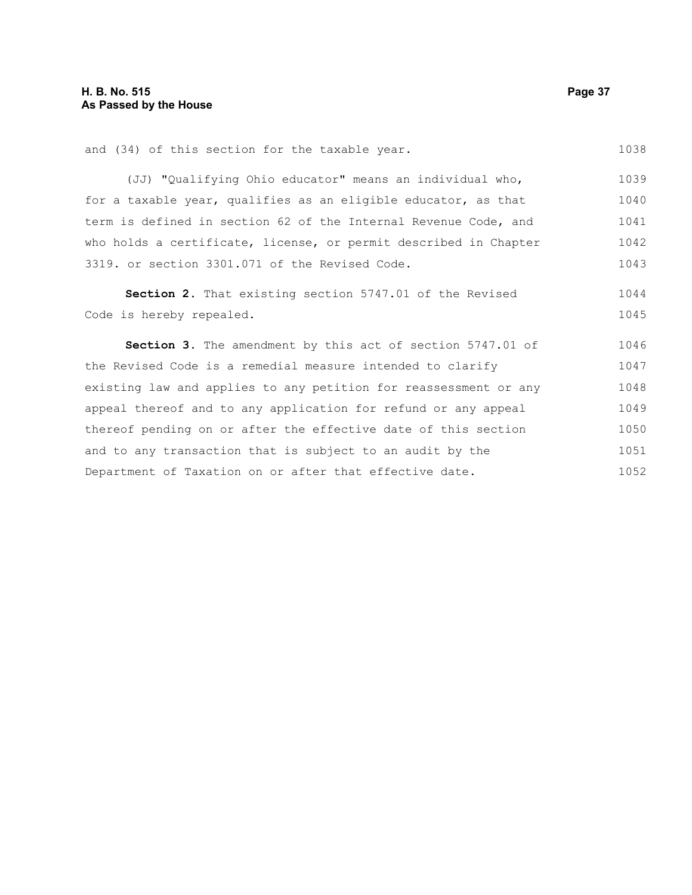and (34) of this section for the taxable year.

(JJ) "Qualifying Ohio educator" means an individual who, for a taxable year, qualifies as an eligible educator, as that term is defined in section 62 of the Internal Revenue Code, and who holds a certificate, license, or permit described in Chapter 3319. or section 3301.071 of the Revised Code.

**Section 2.** That existing section 5747.01 of the Revised Code is hereby repealed.

**Section 3.** The amendment by this act of section 5747.01 of the Revised Code is a remedial measure intended to clarify existing law and applies to any petition for reassessment or any appeal thereof and to any application for refund or any appeal thereof pending on or after the effective date of this section and to any transaction that is subject to an audit by the Department of Taxation on or after that effective date.